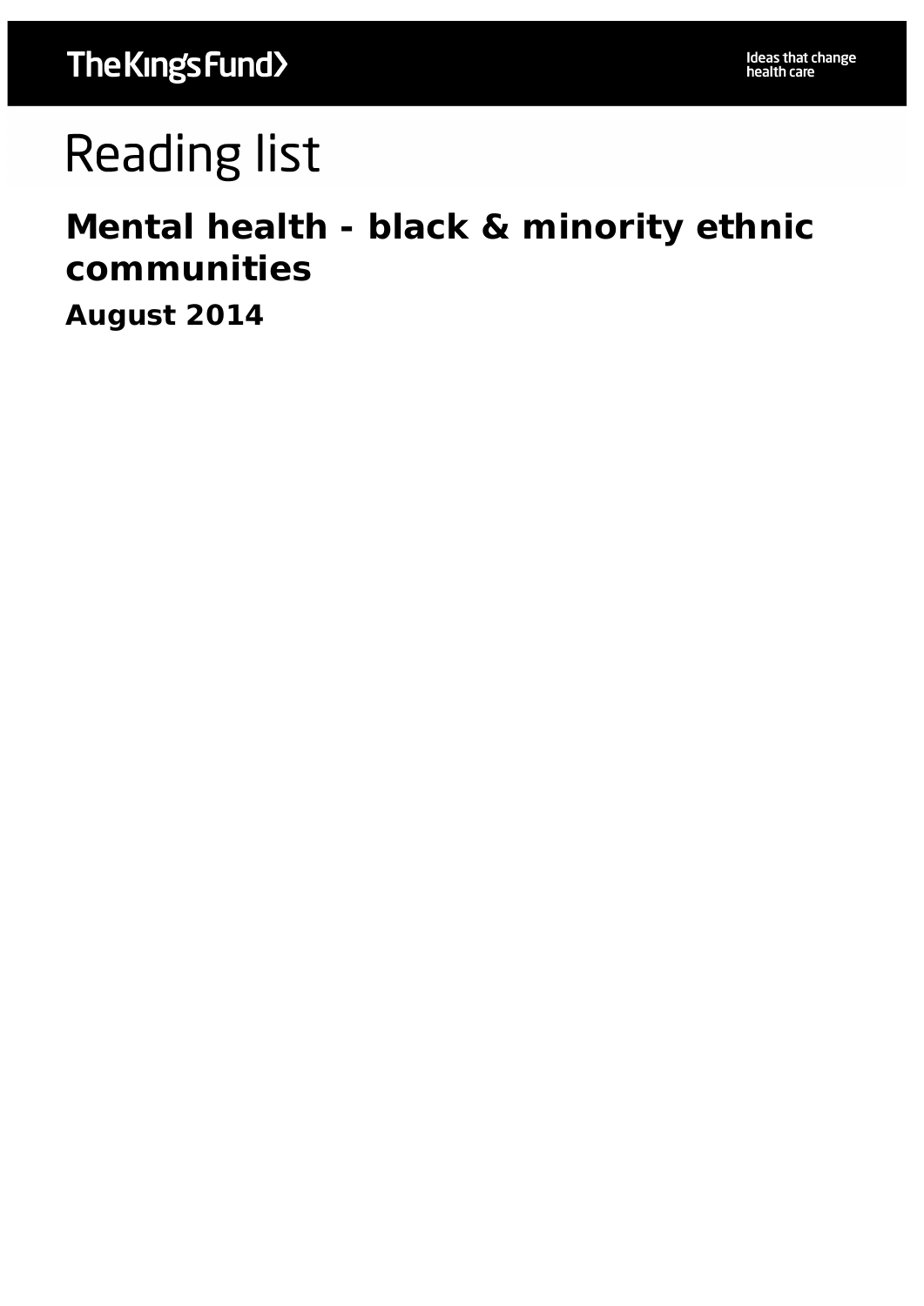The King's Fund

Ideas that change health care

# Reading list

## Mental health - black & minority ethnic communities

### August 2014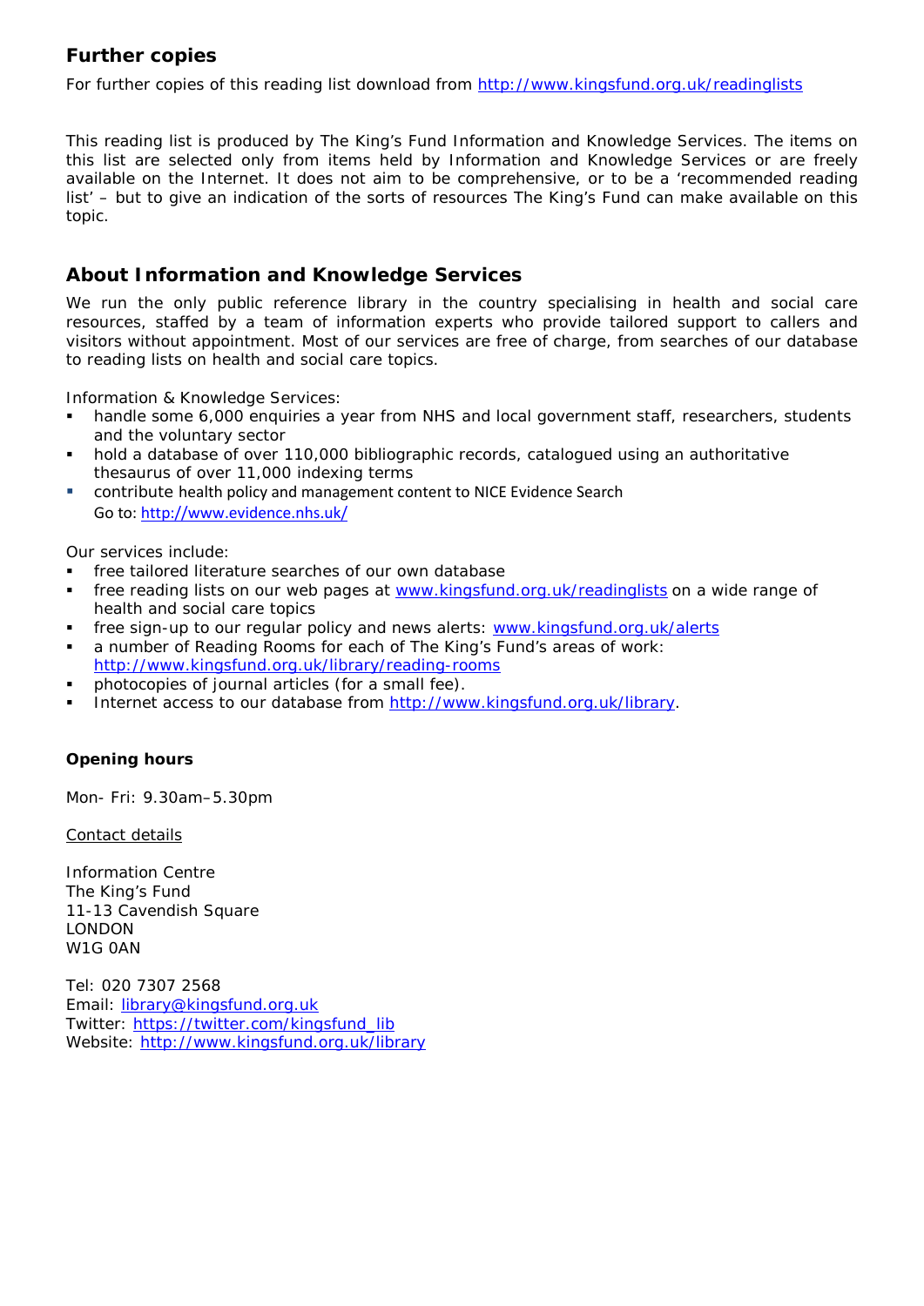## Further copies

For further copies of this reading list download from http://www.kingsfund.org.uk/readinglists

This reading list is produced by The King's Fund Information and Knowledge Services. The items on this list are selected only from items held by Information and Knowledge Services or are freely available on the Internet. It does not aim to be comprehensive, or to be a 'recommended reading list' – but to give an indication of the sorts of resources The King's Fund can make available on this topic.

## About Information and Knowledge Services

We run the only public reference library in the country specialising in health and social care resources, staffed by a team of information experts who provide tailored support to callers and visitors without appointment. Most of our services are free of charge, from searches of our database to reading lists on health and social care topics.

Information & Knowledge Services:

- handle some 6,000 enquiries a year from NHS and local government staff, researchers, students and the voluntary sector
- hold a database of over 110,000 bibliographic records, catalogued using an authoritative thesaurus of over 11,000 indexing terms
- contribute health policy and management content to NICE Evidence Search
  Go to: http://www.evidence.nhs.uk/

Our services include:

- free tailored literature searches of our own database
- free reading lists on our web pages at www.kingsfund.org.uk/readinglists on a wide range of health and social care topics
- free sign-up to our regular policy and news alerts: www.kingsfund.org.uk/alerts
- a number of Reading Rooms for each of The King's Fund's areas of work: http://www.kingsfund.org.uk/library/reading-rooms
- photocopies of journal articles (for a small fee).
- Internet access to our database from http://www.kingsfund.org.uk/library.

**Opening hours**

Mon- Fri: 9.30am–5.30pm

Contact details

Information Centre
The King's Fund
11-13 Cavendish Square
LONDON
W1G 0AN

Tel: 020 7307 2568
Email: library@kingsfund.org.uk
Twitter: https://twitter.com/kingsfund_lib
Website: http://www.kingsfund.org.uk/library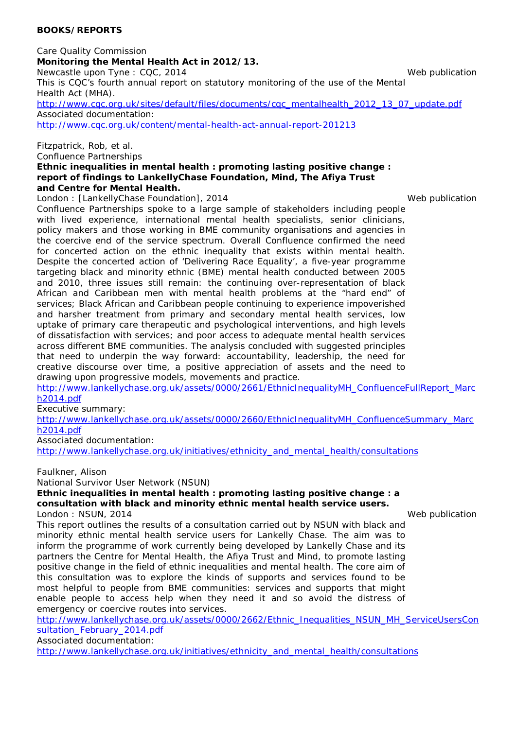**BOOKS/REPORTS**

Care Quality Commission

**Monitoring the Mental Health Act in 2012/13.**

Newcastle upon Tyne : CQC, 2014 Web publication

This is CQC's fourth annual report on statutory monitoring of the use of the Mental Health Act (MHA).

http://www.cqc.org.uk/sites/default/files/documents/cqc_mentalhealth_2012_13_07_update.pdf

Associated documentation:

http://www.cqc.org.uk/content/mental-health-act-annual-report-201213

Fitzpatrick, Rob, et al.

Confluence Partnerships

**Ethnic inequalities in mental health : promoting lasting positive change : report of findings to LankellyChase Foundation, Mind, The Afiya Trust and Centre for Mental Health.**

London : [LankellyChase Foundation], 2014 Web publication

Confluence Partnerships spoke to a large sample of stakeholders including people with lived experience, international mental health specialists, senior clinicians, policy makers and those working in BME community organisations and agencies in the coercive end of the service spectrum. Overall Confluence confirmed the need for concerted action on the ethnic inequality that exists within mental health. Despite the concerted action of 'Delivering Race Equality', a five-year programme targeting black and minority ethnic (BME) mental health conducted between 2005 and 2010, three issues still remain: the continuing over-representation of black African and Caribbean men with mental health problems at the "hard end" of services; Black African and Caribbean people continuing to experience impoverished and harsher treatment from primary and secondary mental health services, low uptake of primary care therapeutic and psychological interventions, and high levels of dissatisfaction with services; and poor access to adequate mental health services across different BME communities. The analysis concluded with suggested principles that need to underpin the way forward: accountability, leadership, the need for creative discourse over time, a positive appreciation of assets and the need to drawing upon progressive models, movements and practice.

http://www.lankellychase.org.uk/assets/0000/2661/EthnicInequalityMH_ConfluenceFullReport_March2014.pdf

Executive summary:

http://www.lankellychase.org.uk/assets/0000/2660/EthnicInequalityMH_ConfluenceSummary_March2014.pdf

Associated documentation:

http://www.lankellychase.org.uk/initiatives/ethnicity_and_mental_health/consultations

Faulkner, Alison

National Survivor User Network (NSUN)

**Ethnic inequalities in mental health : promoting lasting positive change : a consultation with black and minority ethnic mental health service users.**

London : NSUN, 2014 Web publication

This report outlines the results of a consultation carried out by NSUN with black and minority ethnic mental health service users for Lankelly Chase. The aim was to inform the programme of work currently being developed by Lankelly Chase and its partners the Centre for Mental Health, the Afiya Trust and Mind, to promote lasting positive change in the field of ethnic inequalities and mental health. The core aim of this consultation was to explore the kinds of supports and services found to be most helpful to people from BME communities: services and supports that might enable people to access help when they need it and so avoid the distress of emergency or coercive routes into services.

http://www.lankellychase.org.uk/assets/0000/2662/Ethnic_Inequalities_NSUN_MH_ServiceUsersConsultation_February_2014.pdf

Associated documentation:

http://www.lankellychase.org.uk/initiatives/ethnicity_and_mental_health/consultations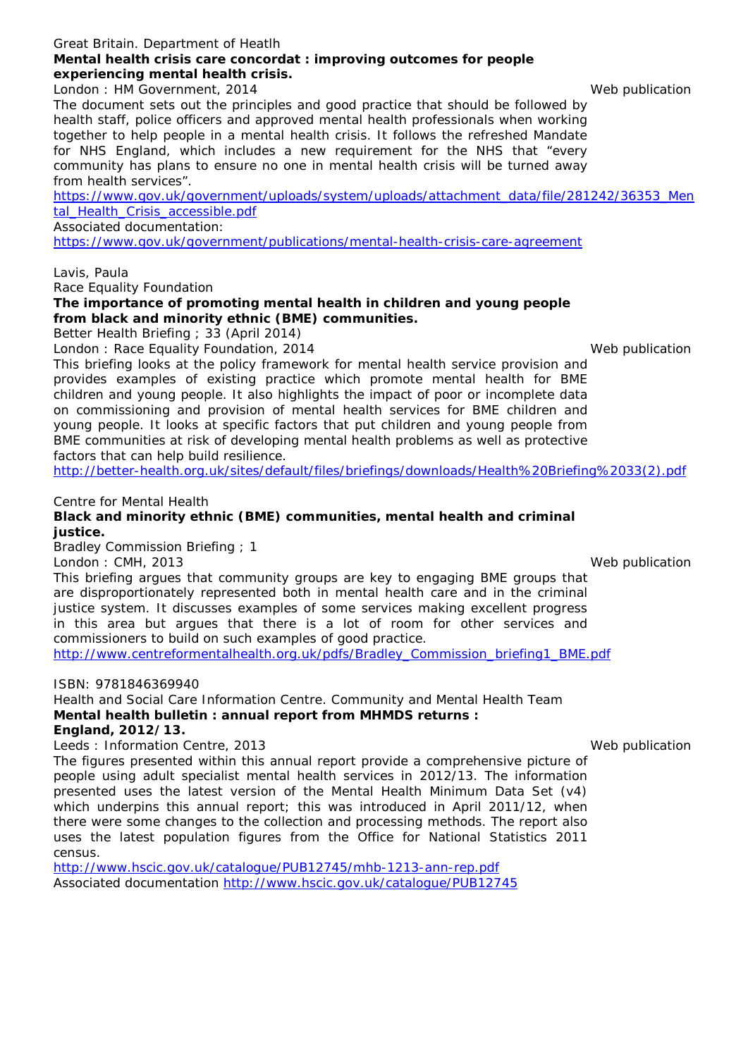Great Britain. Department of Heatlh

**Mental health crisis care concordat : improving outcomes for people experiencing mental health crisis.**

London : HM Government, 2014 — Web publication

The document sets out the principles and good practice that should be followed by health staff, police officers and approved mental health professionals when working together to help people in a mental health crisis. It follows the refreshed Mandate for NHS England, which includes a new requirement for the NHS that "every community has plans to ensure no one in mental health crisis will be turned away from health services".

https://www.gov.uk/government/uploads/system/uploads/attachment_data/file/281242/36353_Mental_Health_Crisis_accessible.pdf

Associated documentation:
https://www.gov.uk/government/publications/mental-health-crisis-care-agreement

Lavis, Paula

Race Equality Foundation

**The importance of promoting mental health in children and young people from black and minority ethnic (BME) communities.**

Better Health Briefing ; 33 (April 2014)

London : Race Equality Foundation, 2014 — Web publication

This briefing looks at the policy framework for mental health service provision and provides examples of existing practice which promote mental health for BME children and young people. It also highlights the impact of poor or incomplete data on commissioning and provision of mental health services for BME children and young people. It looks at specific factors that put children and young people from BME communities at risk of developing mental health problems as well as protective factors that can help build resilience.

http://better-health.org.uk/sites/default/files/briefings/downloads/Health%20Briefing%2033(2).pdf

Centre for Mental Health

**Black and minority ethnic (BME) communities, mental health and criminal justice.**

Bradley Commission Briefing ; 1

London : CMH, 2013 — Web publication

This briefing argues that community groups are key to engaging BME groups that are disproportionately represented both in mental health care and in the criminal justice system. It discusses examples of some services making excellent progress in this area but argues that there is a lot of room for other services and commissioners to build on such examples of good practice.

http://www.centreformentalhealth.org.uk/pdfs/Bradley_Commission_briefing1_BME.pdf

ISBN: 9781846369940

Health and Social Care Information Centre. Community and Mental Health Team

**Mental health bulletin : annual report from MHMDS returns : England, 2012/13.**

Leeds : Information Centre, 2013 — Web publication

The figures presented within this annual report provide a comprehensive picture of people using adult specialist mental health services in 2012/13. The information presented uses the latest version of the Mental Health Minimum Data Set (v4) which underpins this annual report; this was introduced in April 2011/12, when there were some changes to the collection and processing methods. The report also uses the latest population figures from the Office for National Statistics 2011 census.

http://www.hscic.gov.uk/catalogue/PUB12745/mhb-1213-ann-rep.pdf

Associated documentation http://www.hscic.gov.uk/catalogue/PUB12745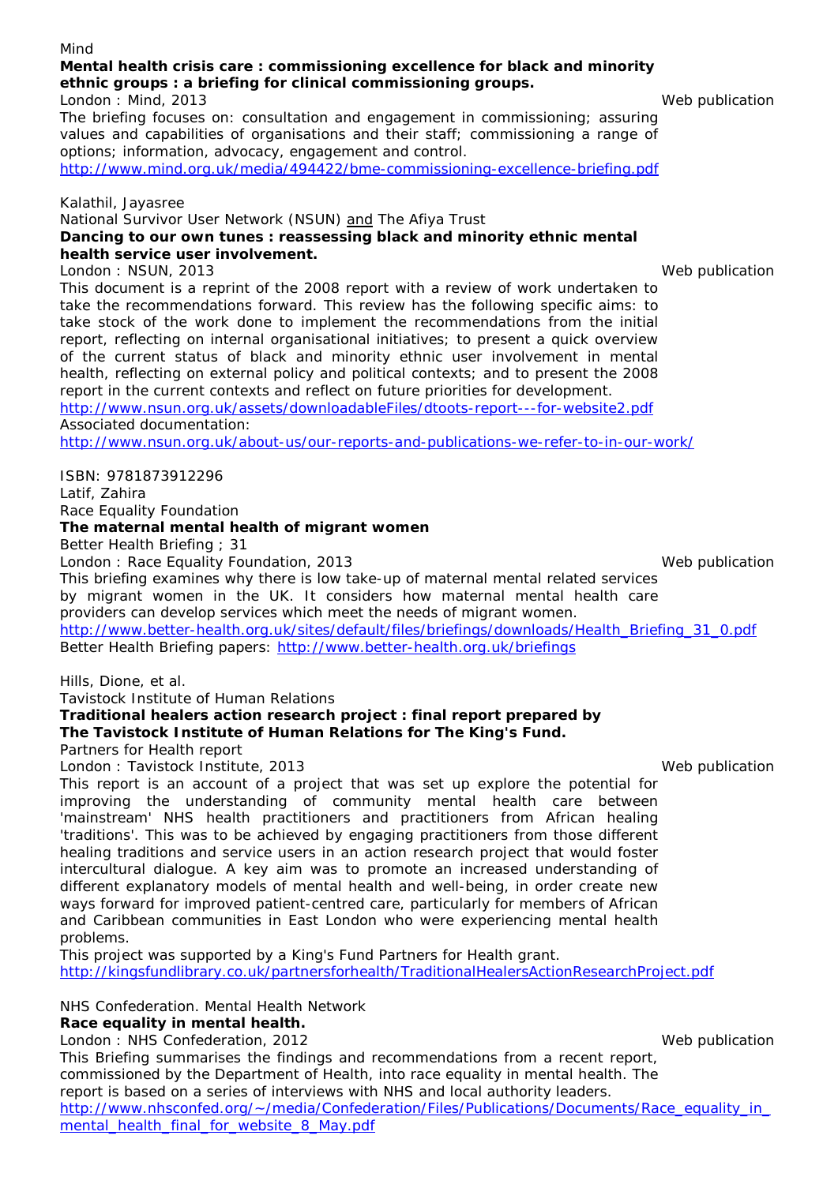Mind
**Mental health crisis care : commissioning excellence for black and minority ethnic groups : a briefing for clinical commissioning groups.**
London : Mind, 2013 Web publication
The briefing focuses on: consultation and engagement in commissioning; assuring values and capabilities of organisations and their staff; commissioning a range of options; information, advocacy, engagement and control.
http://www.mind.org.uk/media/494422/bme-commissioning-excellence-briefing.pdf

Kalathil, Jayasree
National Survivor User Network (NSUN) and The Afiya Trust
**Dancing to our own tunes : reassessing black and minority ethnic mental health service user involvement.**
London : NSUN, 2013 Web publication
This document is a reprint of the 2008 report with a review of work undertaken to take the recommendations forward. This review has the following specific aims: to take stock of the work done to implement the recommendations from the initial report, reflecting on internal organisational initiatives; to present a quick overview of the current status of black and minority ethnic user involvement in mental health, reflecting on external policy and political contexts; and to present the 2008 report in the current contexts and reflect on future priorities for development.
http://www.nsun.org.uk/assets/downloadableFiles/dtoots-report---for-website2.pdf
Associated documentation:
http://www.nsun.org.uk/about-us/our-reports-and-publications-we-refer-to-in-our-work/

ISBN: 9781873912296
Latif, Zahira
Race Equality Foundation
**The maternal mental health of migrant women**
Better Health Briefing ; 31
London : Race Equality Foundation, 2013 Web publication
This briefing examines why there is low take-up of maternal mental related services by migrant women in the UK. It considers how maternal mental health care providers can develop services which meet the needs of migrant women.
http://www.better-health.org.uk/sites/default/files/briefings/downloads/Health_Briefing_31_0.pdf
Better Health Briefing papers: http://www.better-health.org.uk/briefings

Hills, Dione, et al.
Tavistock Institute of Human Relations
**Traditional healers action research project : final report prepared by The Tavistock Institute of Human Relations for The King's Fund.**
Partners for Health report
London : Tavistock Institute, 2013 Web publication
This report is an account of a project that was set up explore the potential for improving the understanding of community mental health care between 'mainstream' NHS health practitioners and practitioners from African healing 'traditions'. This was to be achieved by engaging practitioners from those different healing traditions and service users in an action research project that would foster intercultural dialogue. A key aim was to promote an increased understanding of different explanatory models of mental health and well-being, in order create new ways forward for improved patient-centred care, particularly for members of African and Caribbean communities in East London who were experiencing mental health problems.
This project was supported by a King's Fund Partners for Health grant.
http://kingsfundlibrary.co.uk/partnersforhealth/TraditionalHealersActionResearchProject.pdf

NHS Confederation. Mental Health Network
**Race equality in mental health.**
London : NHS Confederation, 2012 Web publication
This Briefing summarises the findings and recommendations from a recent report, commissioned by the Department of Health, into race equality in mental health. The report is based on a series of interviews with NHS and local authority leaders.
http://www.nhsconfed.org/~/media/Confederation/Files/Publications/Documents/Race_equality_in_mental_health_final_for_website_8_May.pdf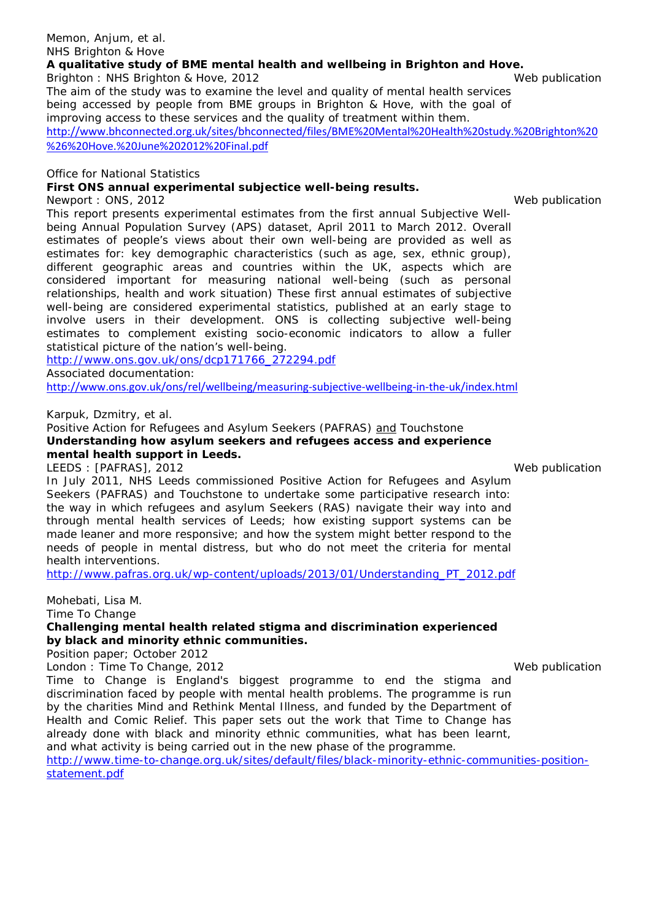Memon, Anjum, et al.
NHS Brighton & Hove
**A qualitative study of BME mental health and wellbeing in Brighton and Hove.**
Brighton : NHS Brighton & Hove, 2012 Web publication
The aim of the study was to examine the level and quality of mental health services being accessed by people from BME groups in Brighton & Hove, with the goal of improving access to these services and the quality of treatment within them.
http://www.bhconnected.org.uk/sites/bhconnected/files/BME%20Mental%20Health%20study.%20Brighton%20%26%20Hove.%20June%202012%20Final.pdf

Office for National Statistics
**First ONS annual experimental subjectice well-being results.**
Newport : ONS, 2012 Web publication
This report presents experimental estimates from the first annual Subjective Well-being Annual Population Survey (APS) dataset, April 2011 to March 2012. Overall estimates of people's views about their own well-being are provided as well as estimates for: key demographic characteristics (such as age, sex, ethnic group), different geographic areas and countries within the UK, aspects which are considered important for measuring national well-being (such as personal relationships, health and work situation) These first annual estimates of subjective well-being are considered experimental statistics, published at an early stage to involve users in their development. ONS is collecting subjective well-being estimates to complement existing socio-economic indicators to allow a fuller statistical picture of the nation's well-being.
http://www.ons.gov.uk/ons/dcp171766_272294.pdf
Associated documentation:
http://www.ons.gov.uk/ons/rel/wellbeing/measuring-subjective-wellbeing-in-the-uk/index.html

Karpuk, Dzmitry, et al.
Positive Action for Refugees and Asylum Seekers (PAFRAS) and Touchstone
**Understanding how asylum seekers and refugees access and experience mental health support in Leeds.**
LEEDS : [PAFRAS], 2012 Web publication
In July 2011, NHS Leeds commissioned Positive Action for Refugees and Asylum Seekers (PAFRAS) and Touchstone to undertake some participative research into: the way in which refugees and asylum Seekers (RAS) navigate their way into and through mental health services of Leeds; how existing support systems can be made leaner and more responsive; and how the system might better respond to the needs of people in mental distress, but who do not meet the criteria for mental health interventions.
http://www.pafras.org.uk/wp-content/uploads/2013/01/Understanding_PT_2012.pdf

Mohebati, Lisa M.
Time To Change
**Challenging mental health related stigma and discrimination experienced by black and minority ethnic communities.**
Position paper; October 2012
London : Time To Change, 2012 Web publication
Time to Change is England's biggest programme to end the stigma and discrimination faced by people with mental health problems. The programme is run by the charities Mind and Rethink Mental Illness, and funded by the Department of Health and Comic Relief. This paper sets out the work that Time to Change has already done with black and minority ethnic communities, what has been learnt, and what activity is being carried out in the new phase of the programme.
http://www.time-to-change.org.uk/sites/default/files/black-minority-ethnic-communities-position-statement.pdf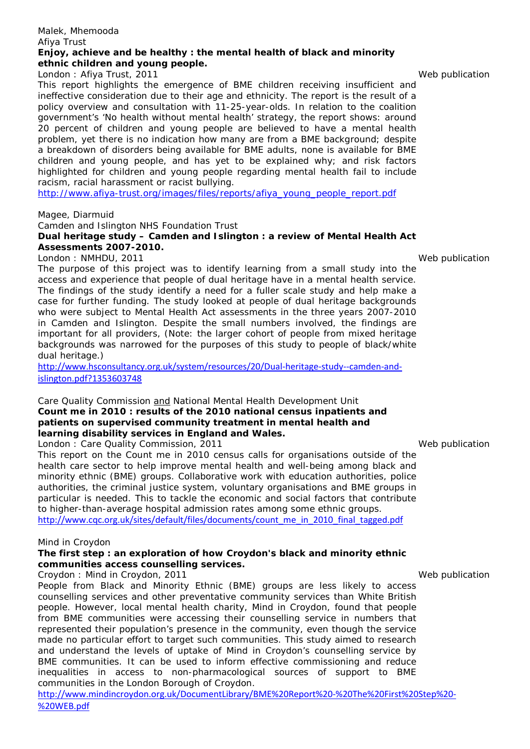Malek, Mhemooda
Afiya Trust
**Enjoy, achieve and be healthy : the mental health of black and minority ethnic children and young people.**
London : Afiya Trust, 2011

Web publication

This report highlights the emergence of BME children receiving insufficient and ineffective consideration due to their age and ethnicity. The report is the result of a policy overview and consultation with 11-25-year-olds. In relation to the coalition government's 'No health without mental health' strategy, the report shows: around 20 percent of children and young people are believed to have a mental health problem, yet there is no indication how many are from a BME background; despite a breakdown of disorders being available for BME adults, none is available for BME children and young people, and has yet to be explained why; and risk factors highlighted for children and young people regarding mental health fail to include racism, racial harassment or racist bullying.
http://www.afiya-trust.org/images/files/reports/afiya_young_people_report.pdf

Magee, Diarmuid
Camden and Islington NHS Foundation Trust
**Dual heritage study – Camden and Islington : a review of Mental Health Act Assessments 2007-2010.**
London : NMHDU, 2011

Web publication

The purpose of this project was to identify learning from a small study into the access and experience that people of dual heritage have in a mental health service. The findings of the study identify a need for a fuller scale study and help make a case for further funding. The study looked at people of dual heritage backgrounds who were subject to Mental Health Act assessments in the three years 2007-2010 in Camden and Islington. Despite the small numbers involved, the findings are important for all providers, (Note: the larger cohort of people from mixed heritage backgrounds was narrowed for the purposes of this study to people of black/white dual heritage.)
http://www.hsconsultancy.org.uk/system/resources/20/Dual-heritage-study--camden-and-islington.pdf?1353603748

Care Quality Commission and National Mental Health Development Unit
**Count me in 2010 : results of the 2010 national census inpatients and patients on supervised community treatment in mental health and learning disability services in England and Wales.**
London : Care Quality Commission, 2011

Web publication

This report on the Count me in 2010 census calls for organisations outside of the health care sector to help improve mental health and well-being among black and minority ethnic (BME) groups. Collaborative work with education authorities, police authorities, the criminal justice system, voluntary organisations and BME groups in particular is needed. This to tackle the economic and social factors that contribute to higher-than-average hospital admission rates among some ethnic groups.
http://www.cqc.org.uk/sites/default/files/documents/count_me_in_2010_final_tagged.pdf

Mind in Croydon
**The first step : an exploration of how Croydon's black and minority ethnic communities access counselling services.**
Croydon : Mind in Croydon, 2011

Web publication

People from Black and Minority Ethnic (BME) groups are less likely to access counselling services and other preventative community services than White British people. However, local mental health charity, Mind in Croydon, found that people from BME communities were accessing their counselling service in numbers that represented their population's presence in the community, even though the service made no particular effort to target such communities. This study aimed to research and understand the levels of uptake of Mind in Croydon's counselling service by BME communities. It can be used to inform effective commissioning and reduce inequalities in access to non-pharmacological sources of support to BME communities in the London Borough of Croydon.
http://www.mindincroydon.org.uk/DocumentLibrary/BME%20Report%20-%20The%20First%20Step%20-%20WEB.pdf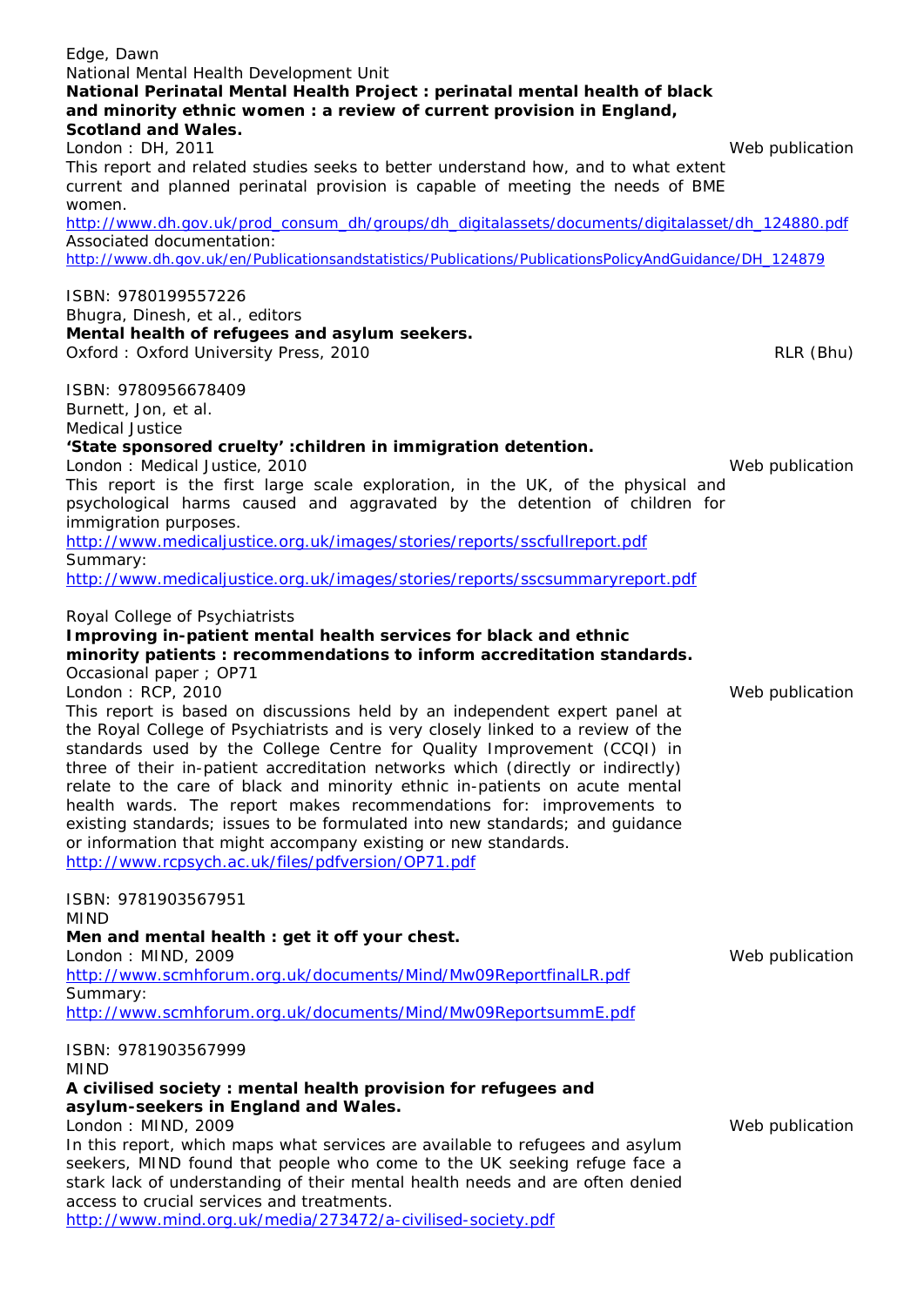Edge, Dawn
National Mental Health Development Unit
**National Perinatal Mental Health Project : perinatal mental health of black and minority ethnic women : a review of current provision in England, Scotland and Wales.**
London : DH, 2011 Web publication
This report and related studies seeks to better understand how, and to what extent current and planned perinatal provision is capable of meeting the needs of BME women.
http://www.dh.gov.uk/prod_consum_dh/groups/dh_digitalassets/documents/digitalasset/dh_124880.pdf
Associated documentation:
http://www.dh.gov.uk/en/Publicationsandstatistics/Publications/PublicationsPolicyAndGuidance/DH_124879

ISBN: 9780199557226
Bhugra, Dinesh, et al., editors
**Mental health of refugees and asylum seekers.**
Oxford : Oxford University Press, 2010 RLR (Bhu)

ISBN: 9780956678409
Burnett, Jon, et al.
Medical Justice
**'State sponsored cruelty' :children in immigration detention.**
London : Medical Justice, 2010 Web publication
This report is the first large scale exploration, in the UK, of the physical and psychological harms caused and aggravated by the detention of children for immigration purposes.
http://www.medicaljustice.org.uk/images/stories/reports/sscfullreport.pdf
Summary:
http://www.medicaljustice.org.uk/images/stories/reports/sscsummaryreport.pdf

Royal College of Psychiatrists
**Improving in-patient mental health services for black and ethnic minority patients : recommendations to inform accreditation standards.**
Occasional paper ; OP71
London : RCP, 2010 Web publication
This report is based on discussions held by an independent expert panel at the Royal College of Psychiatrists and is very closely linked to a review of the standards used by the College Centre for Quality Improvement (CCQI) in three of their in-patient accreditation networks which (directly or indirectly) relate to the care of black and minority ethnic in-patients on acute mental health wards. The report makes recommendations for: improvements to existing standards; issues to be formulated into new standards; and guidance or information that might accompany existing or new standards.
http://www.rcpsych.ac.uk/files/pdfversion/OP71.pdf

ISBN: 9781903567951
MIND
**Men and mental health : get it off your chest.**
London : MIND, 2009 Web publication
http://www.scmhforum.org.uk/documents/Mind/Mw09ReportfinalLR.pdf
Summary:
http://www.scmhforum.org.uk/documents/Mind/Mw09ReportsummE.pdf

ISBN: 9781903567999
MIND
**A civilised society : mental health provision for refugees and asylum-seekers in England and Wales.**
London : MIND, 2009 Web publication
In this report, which maps what services are available to refugees and asylum seekers, MIND found that people who come to the UK seeking refuge face a stark lack of understanding of their mental health needs and are often denied access to crucial services and treatments.
http://www.mind.org.uk/media/273472/a-civilised-society.pdf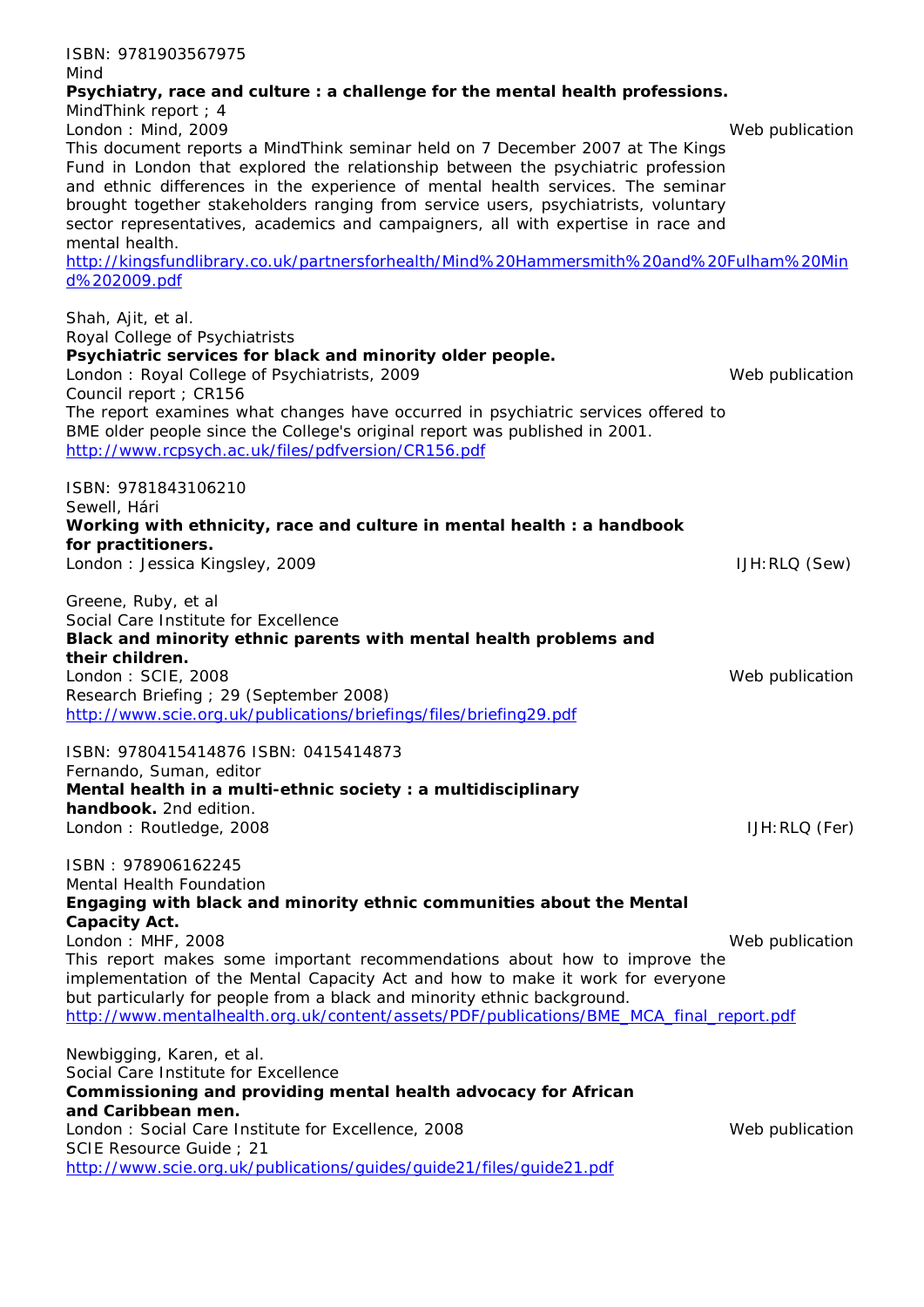ISBN: 9781903567975
Mind
**Psychiatry, race and culture : a challenge for the mental health professions.**
MindThink report ; 4
London : Mind, 2009 Web publication
This document reports a MindThink seminar held on 7 December 2007 at The Kings Fund in London that explored the relationship between the psychiatric profession and ethnic differences in the experience of mental health services. The seminar brought together stakeholders ranging from service users, psychiatrists, voluntary sector representatives, academics and campaigners, all with expertise in race and mental health.
http://kingsfundlibrary.co.uk/partnersforhealth/Mind%20Hammersmith%20and%20Fulham%20Mind%202009.pdf

Shah, Ajit, et al.
Royal College of Psychiatrists
**Psychiatric services for black and minority older people.**
London : Royal College of Psychiatrists, 2009 Web publication
Council report ; CR156
The report examines what changes have occurred in psychiatric services offered to BME older people since the College's original report was published in 2001.
http://www.rcpsych.ac.uk/files/pdfversion/CR156.pdf

ISBN: 9781843106210
Sewell, Hári
**Working with ethnicity, race and culture in mental health : a handbook for practitioners.**
London : Jessica Kingsley, 2009 IJH:RLQ (Sew)

Greene, Ruby, et al
Social Care Institute for Excellence
**Black and minority ethnic parents with mental health problems and their children.**
London : SCIE, 2008 Web publication
Research Briefing ; 29 (September 2008)
http://www.scie.org.uk/publications/briefings/files/briefing29.pdf

ISBN: 9780415414876 ISBN: 0415414873
Fernando, Suman, editor
**Mental health in a multi-ethnic society : a multidisciplinary handbook.** 2nd edition.
London : Routledge, 2008 IJH:RLQ (Fer)

ISBN : 978906162245
Mental Health Foundation
**Engaging with black and minority ethnic communities about the Mental Capacity Act.**
London : MHF, 2008 Web publication
This report makes some important recommendations about how to improve the implementation of the Mental Capacity Act and how to make it work for everyone but particularly for people from a black and minority ethnic background.
http://www.mentalhealth.org.uk/content/assets/PDF/publications/BME_MCA_final_report.pdf

Newbigging, Karen, et al.
Social Care Institute for Excellence
**Commissioning and providing mental health advocacy for African and Caribbean men.**
London : Social Care Institute for Excellence, 2008 Web publication
SCIE Resource Guide ; 21
http://www.scie.org.uk/publications/guides/guide21/files/guide21.pdf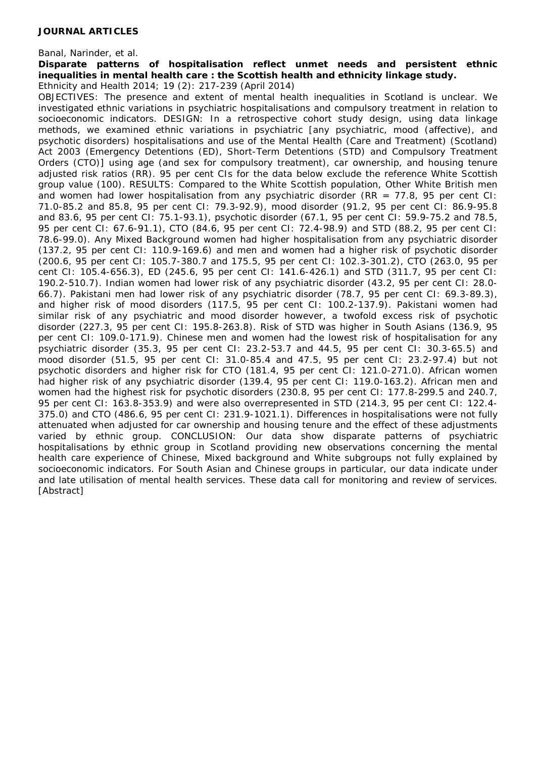**JOURNAL ARTICLES**

Banal, Narinder, et al.

**Disparate patterns of hospitalisation reflect unmet needs and persistent ethnic inequalities in mental health care : the Scottish health and ethnicity linkage study.**

Ethnicity and Health 2014; 19 (2): 217-239 (April 2014)

OBJECTIVES: The presence and extent of mental health inequalities in Scotland is unclear. We investigated ethnic variations in psychiatric hospitalisations and compulsory treatment in relation to socioeconomic indicators. DESIGN: In a retrospective cohort study design, using data linkage methods, we examined ethnic variations in psychiatric [any psychiatric, mood (affective), and psychotic disorders) hospitalisations and use of the Mental Health (Care and Treatment) (Scotland) Act 2003 (Emergency Detentions (ED), Short-Term Detentions (STD) and Compulsory Treatment Orders (CTO)] using age (and sex for compulsory treatment), car ownership, and housing tenure adjusted risk ratios (RR). 95 per cent CIs for the data below exclude the reference White Scottish group value (100). RESULTS: Compared to the White Scottish population, Other White British men and women had lower hospitalisation from any psychiatric disorder (RR = 77.8, 95 per cent CI: 71.0-85.2 and 85.8, 95 per cent CI: 79.3-92.9), mood disorder (91.2, 95 per cent CI: 86.9-95.8 and 83.6, 95 per cent CI: 75.1-93.1), psychotic disorder (67.1, 95 per cent CI: 59.9-75.2 and 78.5, 95 per cent CI: 67.6-91.1), CTO (84.6, 95 per cent CI: 72.4-98.9) and STD (88.2, 95 per cent CI: 78.6-99.0). Any Mixed Background women had higher hospitalisation from any psychiatric disorder (137.2, 95 per cent CI: 110.9-169.6) and men and women had a higher risk of psychotic disorder (200.6, 95 per cent CI: 105.7-380.7 and 175.5, 95 per cent CI: 102.3-301.2), CTO (263.0, 95 per cent CI: 105.4-656.3), ED (245.6, 95 per cent CI: 141.6-426.1) and STD (311.7, 95 per cent CI: 190.2-510.7). Indian women had lower risk of any psychiatric disorder (43.2, 95 per cent CI: 28.0-66.7). Pakistani men had lower risk of any psychiatric disorder (78.7, 95 per cent CI: 69.3-89.3), and higher risk of mood disorders (117.5, 95 per cent CI: 100.2-137.9). Pakistani women had similar risk of any psychiatric and mood disorder however, a twofold excess risk of psychotic disorder (227.3, 95 per cent CI: 195.8-263.8). Risk of STD was higher in South Asians (136.9, 95 per cent CI: 109.0-171.9). Chinese men and women had the lowest risk of hospitalisation for any psychiatric disorder (35.3, 95 per cent CI: 23.2-53.7 and 44.5, 95 per cent CI: 30.3-65.5) and mood disorder (51.5, 95 per cent CI: 31.0-85.4 and 47.5, 95 per cent CI: 23.2-97.4) but not psychotic disorders and higher risk for CTO (181.4, 95 per cent CI: 121.0-271.0). African women had higher risk of any psychiatric disorder (139.4, 95 per cent CI: 119.0-163.2). African men and women had the highest risk for psychotic disorders (230.8, 95 per cent CI: 177.8-299.5 and 240.7, 95 per cent CI: 163.8-353.9) and were also overrepresented in STD (214.3, 95 per cent CI: 122.4-375.0) and CTO (486.6, 95 per cent CI: 231.9-1021.1). Differences in hospitalisations were not fully attenuated when adjusted for car ownership and housing tenure and the effect of these adjustments varied by ethnic group. CONCLUSION: Our data show disparate patterns of psychiatric hospitalisations by ethnic group in Scotland providing new observations concerning the mental health care experience of Chinese, Mixed background and White subgroups not fully explained by socioeconomic indicators. For South Asian and Chinese groups in particular, our data indicate under and late utilisation of mental health services. These data call for monitoring and review of services. [Abstract]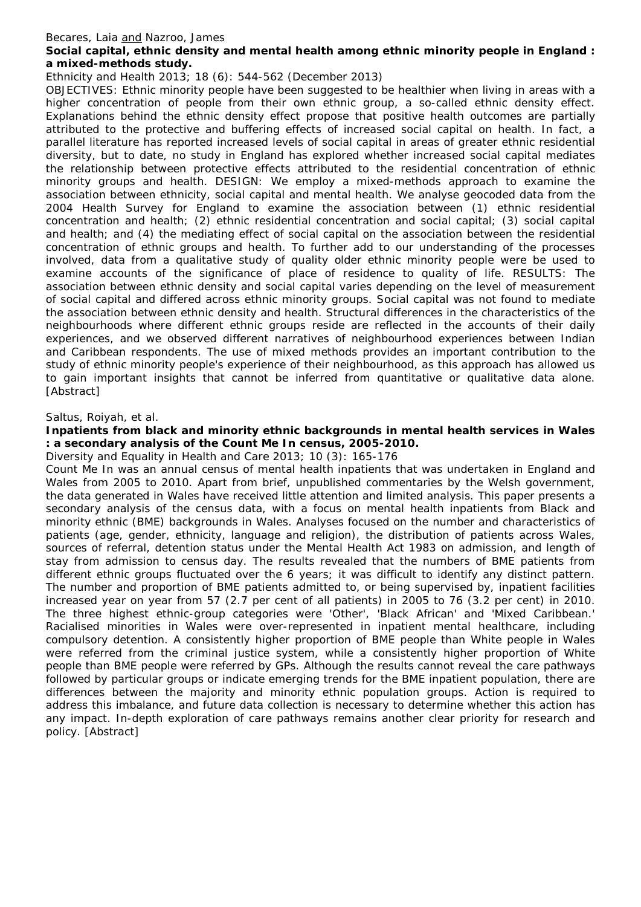Becares, Laia and Nazroo, James

**Social capital, ethnic density and mental health among ethnic minority people in England : a mixed-methods study.**

*Ethnicity and Health* 2013; 18 (6): 544-562 (December 2013)

OBJECTIVES: Ethnic minority people have been suggested to be healthier when living in areas with a higher concentration of people from their own ethnic group, a so-called ethnic density effect. Explanations behind the ethnic density effect propose that positive health outcomes are partially attributed to the protective and buffering effects of increased social capital on health. In fact, a parallel literature has reported increased levels of social capital in areas of greater ethnic residential diversity, but to date, no study in England has explored whether increased social capital mediates the relationship between protective effects attributed to the residential concentration of ethnic minority groups and health. DESIGN: We employ a mixed-methods approach to examine the association between ethnicity, social capital and mental health. We analyse geocoded data from the 2004 Health Survey for England to examine the association between (1) ethnic residential concentration and health; (2) ethnic residential concentration and social capital; (3) social capital and health; and (4) the mediating effect of social capital on the association between the residential concentration of ethnic groups and health. To further add to our understanding of the processes involved, data from a qualitative study of quality older ethnic minority people were be used to examine accounts of the significance of place of residence to quality of life. RESULTS: The association between ethnic density and social capital varies depending on the level of measurement of social capital and differed across ethnic minority groups. Social capital was not found to mediate the association between ethnic density and health. Structural differences in the characteristics of the neighbourhoods where different ethnic groups reside are reflected in the accounts of their daily experiences, and we observed different narratives of neighbourhood experiences between Indian and Caribbean respondents. The use of mixed methods provides an important contribution to the study of ethnic minority people's experience of their neighbourhood, as this approach has allowed us to gain important insights that cannot be inferred from quantitative or qualitative data alone. [Abstract]

Saltus, Roiyah, et al.

**Inpatients from black and minority ethnic backgrounds in mental health services in Wales : a secondary analysis of the Count Me In census, 2005-2010.**

*Diversity and Equality in Health and Care* 2013; 10 (3): 165-176

Count Me In was an annual census of mental health inpatients that was undertaken in England and Wales from 2005 to 2010. Apart from brief, unpublished commentaries by the Welsh government, the data generated in Wales have received little attention and limited analysis. This paper presents a secondary analysis of the census data, with a focus on mental health inpatients from Black and minority ethnic (BME) backgrounds in Wales. Analyses focused on the number and characteristics of patients (age, gender, ethnicity, language and religion), the distribution of patients across Wales, sources of referral, detention status under the Mental Health Act 1983 on admission, and length of stay from admission to census day. The results revealed that the numbers of BME patients from different ethnic groups fluctuated over the 6 years; it was difficult to identify any distinct pattern. The number and proportion of BME patients admitted to, or being supervised by, inpatient facilities increased year on year from 57 (2.7 per cent of all patients) in 2005 to 76 (3.2 per cent) in 2010. The three highest ethnic-group categories were 'Other', 'Black African' and 'Mixed Caribbean.' Racialised minorities in Wales were over-represented in inpatient mental healthcare, including compulsory detention. A consistently higher proportion of BME people than White people in Wales were referred from the criminal justice system, while a consistently higher proportion of White people than BME people were referred by GPs. Although the results cannot reveal the care pathways followed by particular groups or indicate emerging trends for the BME inpatient population, there are differences between the majority and minority ethnic population groups. Action is required to address this imbalance, and future data collection is necessary to determine whether this action has any impact. In-depth exploration of care pathways remains another clear priority for research and policy. [Abstract]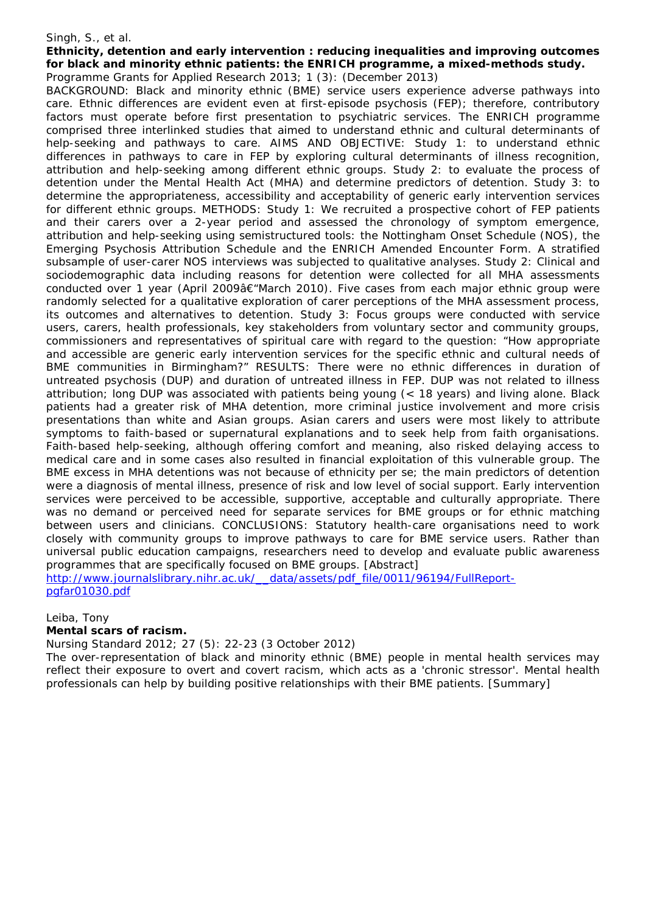Singh, S., et al.

**Ethnicity, detention and early intervention : reducing inequalities and improving outcomes for black and minority ethnic patients: the ENRICH programme, a mixed-methods study.**

*Programme Grants for Applied Research 2013; 1 (3): (December 2013)*

BACKGROUND: Black and minority ethnic (BME) service users experience adverse pathways into care. Ethnic differences are evident even at first-episode psychosis (FEP); therefore, contributory factors must operate before first presentation to psychiatric services. The ENRICH programme comprised three interlinked studies that aimed to understand ethnic and cultural determinants of help-seeking and pathways to care. AIMS AND OBJECTIVE: Study 1: to understand ethnic differences in pathways to care in FEP by exploring cultural determinants of illness recognition, attribution and help-seeking among different ethnic groups. Study 2: to evaluate the process of detention under the Mental Health Act (MHA) and determine predictors of detention. Study 3: to determine the appropriateness, accessibility and acceptability of generic early intervention services for different ethnic groups. METHODS: Study 1: We recruited a prospective cohort of FEP patients and their carers over a 2-year period and assessed the chronology of symptom emergence, attribution and help-seeking using semistructured tools: the Nottingham Onset Schedule (NOS), the Emerging Psychosis Attribution Schedule and the ENRICH Amended Encounter Form. A stratified subsample of user-carer NOS interviews was subjected to qualitative analyses. Study 2: Clinical and sociodemographic data including reasons for detention were collected for all MHA assessments conducted over 1 year (April 2009â€"March 2010). Five cases from each major ethnic group were randomly selected for a qualitative exploration of carer perceptions of the MHA assessment process, its outcomes and alternatives to detention. Study 3: Focus groups were conducted with service users, carers, health professionals, key stakeholders from voluntary sector and community groups, commissioners and representatives of spiritual care with regard to the question: "How appropriate and accessible are generic early intervention services for the specific ethnic and cultural needs of BME communities in Birmingham?" RESULTS: There were no ethnic differences in duration of untreated psychosis (DUP) and duration of untreated illness in FEP. DUP was not related to illness attribution; long DUP was associated with patients being young (< 18 years) and living alone. Black patients had a greater risk of MHA detention, more criminal justice involvement and more crisis presentations than white and Asian groups. Asian carers and users were most likely to attribute symptoms to faith-based or supernatural explanations and to seek help from faith organisations. Faith-based help-seeking, although offering comfort and meaning, also risked delaying access to medical care and in some cases also resulted in financial exploitation of this vulnerable group. The BME excess in MHA detentions was not because of ethnicity per se; the main predictors of detention were a diagnosis of mental illness, presence of risk and low level of social support. Early intervention services were perceived to be accessible, supportive, acceptable and culturally appropriate. There was no demand or perceived need for separate services for BME groups or for ethnic matching between users and clinicians. CONCLUSIONS: Statutory health-care organisations need to work closely with community groups to improve pathways to care for BME service users. Rather than universal public education campaigns, researchers need to develop and evaluate public awareness programmes that are specifically focused on BME groups. [Abstract]

http://www.journalslibrary.nihr.ac.uk/__data/assets/pdf_file/0011/96194/FullReport-pgfar01030.pdf

Leiba, Tony

**Mental scars of racism.**

*Nursing Standard 2012; 27 (5): 22-23 (3 October 2012)*

The over-representation of black and minority ethnic (BME) people in mental health services may reflect their exposure to overt and covert racism, which acts as a 'chronic stressor'. Mental health professionals can help by building positive relationships with their BME patients. [Summary]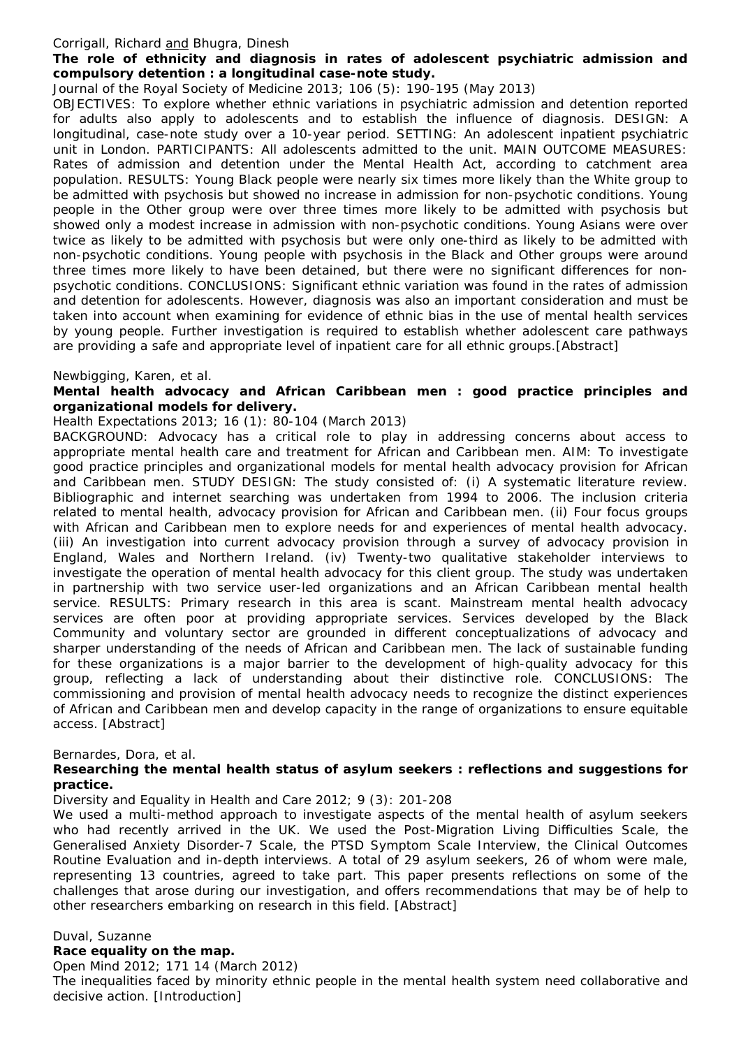Corrigall, Richard <u>and</u> Bhugra, Dinesh

**The role of ethnicity and diagnosis in rates of adolescent psychiatric admission and compulsory detention : a longitudinal case-note study.**

*Journal of the Royal Society of Medicine* 2013; 106 (5): 190-195 (May 2013)

OBJECTIVES: To explore whether ethnic variations in psychiatric admission and detention reported for adults also apply to adolescents and to establish the influence of diagnosis. DESIGN: A longitudinal, case-note study over a 10-year period. SETTING: An adolescent inpatient psychiatric unit in London. PARTICIPANTS: All adolescents admitted to the unit. MAIN OUTCOME MEASURES: Rates of admission and detention under the Mental Health Act, according to catchment area population. RESULTS: Young Black people were nearly six times more likely than the White group to be admitted with psychosis but showed no increase in admission for non-psychotic conditions. Young people in the Other group were over three times more likely to be admitted with psychosis but showed only a modest increase in admission with non-psychotic conditions. Young Asians were over twice as likely to be admitted with psychosis but were only one-third as likely to be admitted with non-psychotic conditions. Young people with psychosis in the Black and Other groups were around three times more likely to have been detained, but there were no significant differences for non-psychotic conditions. CONCLUSIONS: Significant ethnic variation was found in the rates of admission and detention for adolescents. However, diagnosis was also an important consideration and must be taken into account when examining for evidence of ethnic bias in the use of mental health services by young people. Further investigation is required to establish whether adolescent care pathways are providing a safe and appropriate level of inpatient care for all ethnic groups.[Abstract]

Newbigging, Karen, et al.

**Mental health advocacy and African Caribbean men : good practice principles and organizational models for delivery.**

*Health Expectations* 2013; 16 (1): 80-104 (March 2013)

BACKGROUND: Advocacy has a critical role to play in addressing concerns about access to appropriate mental health care and treatment for African and Caribbean men. AIM: To investigate good practice principles and organizational models for mental health advocacy provision for African and Caribbean men. STUDY DESIGN: The study consisted of: (i) A systematic literature review. Bibliographic and internet searching was undertaken from 1994 to 2006. The inclusion criteria related to mental health, advocacy provision for African and Caribbean men. (ii) Four focus groups with African and Caribbean men to explore needs for and experiences of mental health advocacy. (iii) An investigation into current advocacy provision through a survey of advocacy provision in England, Wales and Northern Ireland. (iv) Twenty-two qualitative stakeholder interviews to investigate the operation of mental health advocacy for this client group. The study was undertaken in partnership with two service user-led organizations and an African Caribbean mental health service. RESULTS: Primary research in this area is scant. Mainstream mental health advocacy services are often poor at providing appropriate services. Services developed by the Black Community and voluntary sector are grounded in different conceptualizations of advocacy and sharper understanding of the needs of African and Caribbean men. The lack of sustainable funding for these organizations is a major barrier to the development of high-quality advocacy for this group, reflecting a lack of understanding about their distinctive role. CONCLUSIONS: The commissioning and provision of mental health advocacy needs to recognize the distinct experiences of African and Caribbean men and develop capacity in the range of organizations to ensure equitable access. [Abstract]

Bernardes, Dora, et al.

**Researching the mental health status of asylum seekers : reflections and suggestions for practice.**

*Diversity and Equality in Health and Care* 2012; 9 (3): 201-208

We used a multi-method approach to investigate aspects of the mental health of asylum seekers who had recently arrived in the UK. We used the Post-Migration Living Difficulties Scale, the Generalised Anxiety Disorder-7 Scale, the PTSD Symptom Scale Interview, the Clinical Outcomes Routine Evaluation and in-depth interviews. A total of 29 asylum seekers, 26 of whom were male, representing 13 countries, agreed to take part. This paper presents reflections on some of the challenges that arose during our investigation, and offers recommendations that may be of help to other researchers embarking on research in this field. [Abstract]

Duval, Suzanne

**Race equality on the map.**

*Open Mind* 2012; 171 14 (March 2012)

The inequalities faced by minority ethnic people in the mental health system need collaborative and decisive action. [Introduction]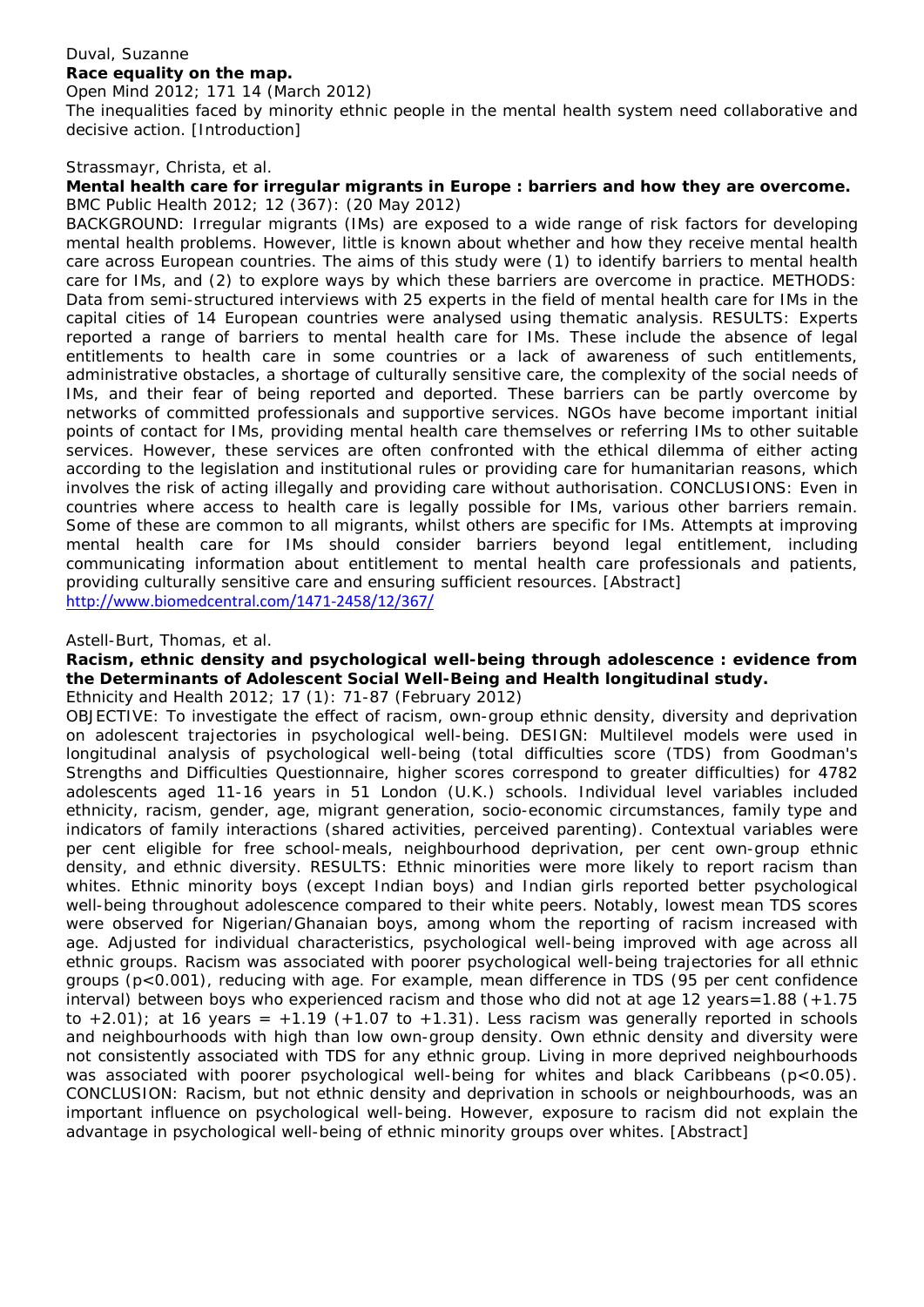Duval, Suzanne

**Race equality on the map.**

*Open Mind 2012; 171 14 (March 2012)*

The inequalities faced by minority ethnic people in the mental health system need collaborative and decisive action. [Introduction]

Strassmayr, Christa, et al.

**Mental health care for irregular migrants in Europe : barriers and how they are overcome.**

*BMC Public Health 2012; 12 (367): (20 May 2012)*

BACKGROUND: Irregular migrants (IMs) are exposed to a wide range of risk factors for developing mental health problems. However, little is known about whether and how they receive mental health care across European countries. The aims of this study were (1) to identify barriers to mental health care for IMs, and (2) to explore ways by which these barriers are overcome in practice. METHODS: Data from semi-structured interviews with 25 experts in the field of mental health care for IMs in the capital cities of 14 European countries were analysed using thematic analysis. RESULTS: Experts reported a range of barriers to mental health care for IMs. These include the absence of legal entitlements to health care in some countries or a lack of awareness of such entitlements, administrative obstacles, a shortage of culturally sensitive care, the complexity of the social needs of IMs, and their fear of being reported and deported. These barriers can be partly overcome by networks of committed professionals and supportive services. NGOs have become important initial points of contact for IMs, providing mental health care themselves or referring IMs to other suitable services. However, these services are often confronted with the ethical dilemma of either acting according to the legislation and institutional rules or providing care for humanitarian reasons, which involves the risk of acting illegally and providing care without authorisation. CONCLUSIONS: Even in countries where access to health care is legally possible for IMs, various other barriers remain. Some of these are common to all migrants, whilst others are specific for IMs. Attempts at improving mental health care for IMs should consider barriers beyond legal entitlement, including communicating information about entitlement to mental health care professionals and patients, providing culturally sensitive care and ensuring sufficient resources. [Abstract]

http://www.biomedcentral.com/1471-2458/12/367/

Astell-Burt, Thomas, et al.

**Racism, ethnic density and psychological well-being through adolescence : evidence from the Determinants of Adolescent Social Well-Being and Health longitudinal study.**

*Ethnicity and Health 2012; 17 (1): 71-87 (February 2012)*

OBJECTIVE: To investigate the effect of racism, own-group ethnic density, diversity and deprivation on adolescent trajectories in psychological well-being. DESIGN: Multilevel models were used in longitudinal analysis of psychological well-being (total difficulties score (TDS) from Goodman's Strengths and Difficulties Questionnaire, higher scores correspond to greater difficulties) for 4782 adolescents aged 11-16 years in 51 London (U.K.) schools. Individual level variables included ethnicity, racism, gender, age, migrant generation, socio-economic circumstances, family type and indicators of family interactions (shared activities, perceived parenting). Contextual variables were per cent eligible for free school-meals, neighbourhood deprivation, per cent own-group ethnic density, and ethnic diversity. RESULTS: Ethnic minorities were more likely to report racism than whites. Ethnic minority boys (except Indian boys) and Indian girls reported better psychological well-being throughout adolescence compared to their white peers. Notably, lowest mean TDS scores were observed for Nigerian/Ghanaian boys, among whom the reporting of racism increased with age. Adjusted for individual characteristics, psychological well-being improved with age across all ethnic groups. Racism was associated with poorer psychological well-being trajectories for all ethnic groups ($p<0.001$), reducing with age. For example, mean difference in TDS (95 per cent confidence interval) between boys who experienced racism and those who did not at age 12 years=1.88 (+1.75 to +2.01); at 16 years = +1.19 (+1.07 to +1.31). Less racism was generally reported in schools and neighbourhoods with high than low own-group density. Own ethnic density and diversity were not consistently associated with TDS for any ethnic group. Living in more deprived neighbourhoods was associated with poorer psychological well-being for whites and black Caribbeans ($p<0.05$). CONCLUSION: Racism, but not ethnic density and deprivation in schools or neighbourhoods, was an important influence on psychological well-being. However, exposure to racism did not explain the advantage in psychological well-being of ethnic minority groups over whites. [Abstract]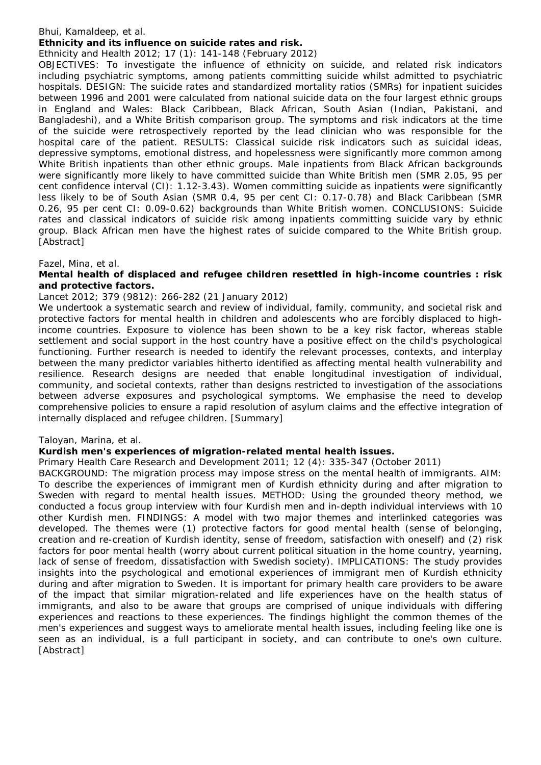Bhui, Kamaldeep, et al.

**Ethnicity and its influence on suicide rates and risk.**

Ethnicity and Health 2012; 17 (1): 141-148 (February 2012)

OBJECTIVES: To investigate the influence of ethnicity on suicide, and related risk indicators including psychiatric symptoms, among patients committing suicide whilst admitted to psychiatric hospitals. DESIGN: The suicide rates and standardized mortality ratios (SMRs) for inpatient suicides between 1996 and 2001 were calculated from national suicide data on the four largest ethnic groups in England and Wales: Black Caribbean, Black African, South Asian (Indian, Pakistani, and Bangladeshi), and a White British comparison group. The symptoms and risk indicators at the time of the suicide were retrospectively reported by the lead clinician who was responsible for the hospital care of the patient. RESULTS: Classical suicide risk indicators such as suicidal ideas, depressive symptoms, emotional distress, and hopelessness were significantly more common among White British inpatients than other ethnic groups. Male inpatients from Black African backgrounds were significantly more likely to have committed suicide than White British men (SMR 2.05, 95 per cent confidence interval (CI): 1.12-3.43). Women committing suicide as inpatients were significantly less likely to be of South Asian (SMR 0.4, 95 per cent CI: 0.17-0.78) and Black Caribbean (SMR 0.26, 95 per cent CI: 0.09-0.62) backgrounds than White British women. CONCLUSIONS: Suicide rates and classical indicators of suicide risk among inpatients committing suicide vary by ethnic group. Black African men have the highest rates of suicide compared to the White British group. [Abstract]

Fazel, Mina, et al.

**Mental health of displaced and refugee children resettled in high-income countries : risk and protective factors.**

Lancet 2012; 379 (9812): 266-282 (21 January 2012)

We undertook a systematic search and review of individual, family, community, and societal risk and protective factors for mental health in children and adolescents who are forcibly displaced to high-income countries. Exposure to violence has been shown to be a key risk factor, whereas stable settlement and social support in the host country have a positive effect on the child's psychological functioning. Further research is needed to identify the relevant processes, contexts, and interplay between the many predictor variables hitherto identified as affecting mental health vulnerability and resilience. Research designs are needed that enable longitudinal investigation of individual, community, and societal contexts, rather than designs restricted to investigation of the associations between adverse exposures and psychological symptoms. We emphasise the need to develop comprehensive policies to ensure a rapid resolution of asylum claims and the effective integration of internally displaced and refugee children. [Summary]

Taloyan, Marina, et al.

**Kurdish men's experiences of migration-related mental health issues.**

Primary Health Care Research and Development 2011; 12 (4): 335-347 (October 2011)

BACKGROUND: The migration process may impose stress on the mental health of immigrants. AIM: To describe the experiences of immigrant men of Kurdish ethnicity during and after migration to Sweden with regard to mental health issues. METHOD: Using the grounded theory method, we conducted a focus group interview with four Kurdish men and in-depth individual interviews with 10 other Kurdish men. FINDINGS: A model with two major themes and interlinked categories was developed. The themes were (1) protective factors for good mental health (sense of belonging, creation and re-creation of Kurdish identity, sense of freedom, satisfaction with oneself) and (2) risk factors for poor mental health (worry about current political situation in the home country, yearning, lack of sense of freedom, dissatisfaction with Swedish society). IMPLICATIONS: The study provides insights into the psychological and emotional experiences of immigrant men of Kurdish ethnicity during and after migration to Sweden. It is important for primary health care providers to be aware of the impact that similar migration-related and life experiences have on the health status of immigrants, and also to be aware that groups are comprised of unique individuals with differing experiences and reactions to these experiences. The findings highlight the common themes of the men's experiences and suggest ways to ameliorate mental health issues, including feeling like one is seen as an individual, is a full participant in society, and can contribute to one's own culture. [Abstract]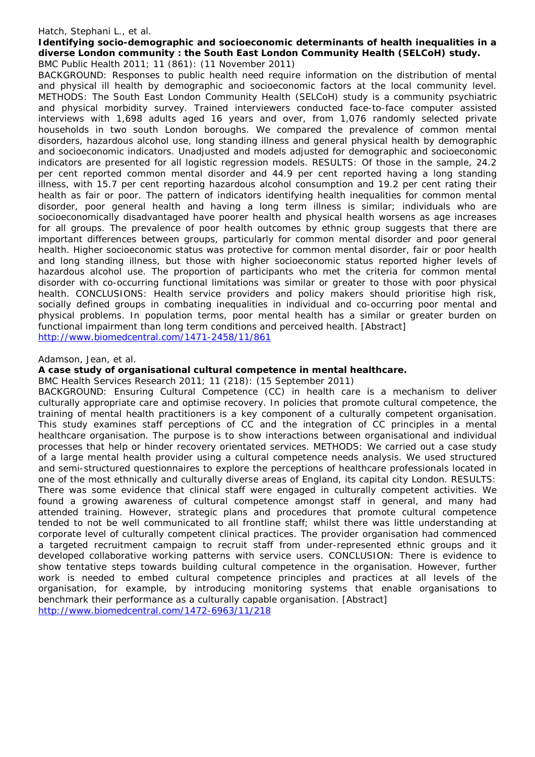Hatch, Stephani L., et al.

**Identifying socio-demographic and socioeconomic determinants of health inequalities in a diverse London community : the South East London Community Health (SELCoH) study.**

BMC Public Health 2011; 11 (861): (11 November 2011)

BACKGROUND: Responses to public health need require information on the distribution of mental and physical ill health by demographic and socioeconomic factors at the local community level. METHODS: The South East London Community Health (SELCoH) study is a community psychiatric and physical morbidity survey. Trained interviewers conducted face-to-face computer assisted interviews with 1,698 adults aged 16 years and over, from 1,076 randomly selected private households in two south London boroughs. We compared the prevalence of common mental disorders, hazardous alcohol use, long standing illness and general physical health by demographic and socioeconomic indicators. Unadjusted and models adjusted for demographic and socioeconomic indicators are presented for all logistic regression models. RESULTS: Of those in the sample, 24.2 per cent reported common mental disorder and 44.9 per cent reported having a long standing illness, with 15.7 per cent reporting hazardous alcohol consumption and 19.2 per cent rating their health as fair or poor. The pattern of indicators identifying health inequalities for common mental disorder, poor general health and having a long term illness is similar; individuals who are socioeconomically disadvantaged have poorer health and physical health worsens as age increases for all groups. The prevalence of poor health outcomes by ethnic group suggests that there are important differences between groups, particularly for common mental disorder and poor general health. Higher socioeconomic status was protective for common mental disorder, fair or poor health and long standing illness, but those with higher socioeconomic status reported higher levels of hazardous alcohol use. The proportion of participants who met the criteria for common mental disorder with co-occurring functional limitations was similar or greater to those with poor physical health. CONCLUSIONS: Health service providers and policy makers should prioritise high risk, socially defined groups in combating inequalities in individual and co-occurring poor mental and physical problems. In population terms, poor mental health has a similar or greater burden on functional impairment than long term conditions and perceived health. [Abstract]

http://www.biomedcentral.com/1471-2458/11/861

Adamson, Jean, et al.

**A case study of organisational cultural competence in mental healthcare.**

BMC Health Services Research 2011; 11 (218): (15 September 2011)

BACKGROUND: Ensuring Cultural Competence (CC) in health care is a mechanism to deliver culturally appropriate care and optimise recovery. In policies that promote cultural competence, the training of mental health practitioners is a key component of a culturally competent organisation. This study examines staff perceptions of CC and the integration of CC principles in a mental healthcare organisation. The purpose is to show interactions between organisational and individual processes that help or hinder recovery orientated services. METHODS: We carried out a case study of a large mental health provider using a cultural competence needs analysis. We used structured and semi-structured questionnaires to explore the perceptions of healthcare professionals located in one of the most ethnically and culturally diverse areas of England, its capital city London. RESULTS: There was some evidence that clinical staff were engaged in culturally competent activities. We found a growing awareness of cultural competence amongst staff in general, and many had attended training. However, strategic plans and procedures that promote cultural competence tended to not be well communicated to all frontline staff; whilst there was little understanding at corporate level of culturally competent clinical practices. The provider organisation had commenced a targeted recruitment campaign to recruit staff from under-represented ethnic groups and it developed collaborative working patterns with service users. CONCLUSION: There is evidence to show tentative steps towards building cultural competence in the organisation. However, further work is needed to embed cultural competence principles and practices at all levels of the organisation, for example, by introducing monitoring systems that enable organisations to benchmark their performance as a culturally capable organisation. [Abstract]

http://www.biomedcentral.com/1472-6963/11/218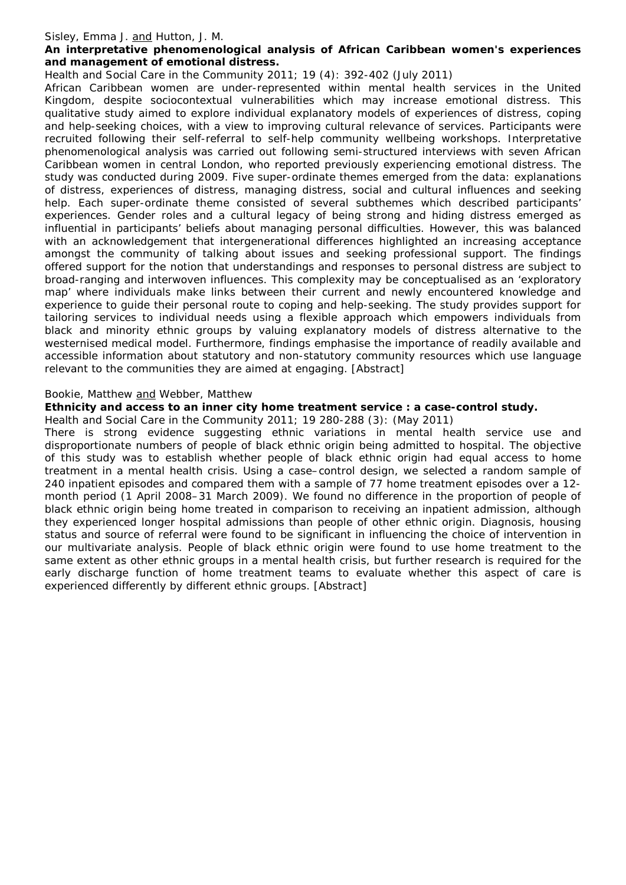Sisley, Emma J. <u>and</u> Hutton, J. M.

**An interpretative phenomenological analysis of African Caribbean women's experiences and management of emotional distress.**

Health and Social Care in the Community 2011; 19 (4): 392-402 (July 2011)

African Caribbean women are under-represented within mental health services in the United Kingdom, despite sociocontextual vulnerabilities which may increase emotional distress. This qualitative study aimed to explore individual explanatory models of experiences of distress, coping and help-seeking choices, with a view to improving cultural relevance of services. Participants were recruited following their self-referral to self-help community wellbeing workshops. Interpretative phenomenological analysis was carried out following semi-structured interviews with seven African Caribbean women in central London, who reported previously experiencing emotional distress. The study was conducted during 2009. Five super-ordinate themes emerged from the data: explanations of distress, experiences of distress, managing distress, social and cultural influences and seeking help. Each super-ordinate theme consisted of several subthemes which described participants' experiences. Gender roles and a cultural legacy of being strong and hiding distress emerged as influential in participants' beliefs about managing personal difficulties. However, this was balanced with an acknowledgement that intergenerational differences highlighted an increasing acceptance amongst the community of talking about issues and seeking professional support. The findings offered support for the notion that understandings and responses to personal distress are subject to broad-ranging and interwoven influences. This complexity may be conceptualised as an 'exploratory map' where individuals make links between their current and newly encountered knowledge and experience to guide their personal route to coping and help-seeking. The study provides support for tailoring services to individual needs using a flexible approach which empowers individuals from black and minority ethnic groups by valuing explanatory models of distress alternative to the westernised medical model. Furthermore, findings emphasise the importance of readily available and accessible information about statutory and non-statutory community resources which use language relevant to the communities they are aimed at engaging. [Abstract]

Bookie, Matthew <u>and</u> Webber, Matthew

**Ethnicity and access to an inner city home treatment service : a case-control study.**

Health and Social Care in the Community 2011; 19 280-288 (3): (May 2011)

There is strong evidence suggesting ethnic variations in mental health service use and disproportionate numbers of people of black ethnic origin being admitted to hospital. The objective of this study was to establish whether people of black ethnic origin had equal access to home treatment in a mental health crisis. Using a case–control design, we selected a random sample of 240 inpatient episodes and compared them with a sample of 77 home treatment episodes over a 12-month period (1 April 2008–31 March 2009). We found no difference in the proportion of people of black ethnic origin being home treated in comparison to receiving an inpatient admission, although they experienced longer hospital admissions than people of other ethnic origin. Diagnosis, housing status and source of referral were found to be significant in influencing the choice of intervention in our multivariate analysis. People of black ethnic origin were found to use home treatment to the same extent as other ethnic groups in a mental health crisis, but further research is required for the early discharge function of home treatment teams to evaluate whether this aspect of care is experienced differently by different ethnic groups. [Abstract]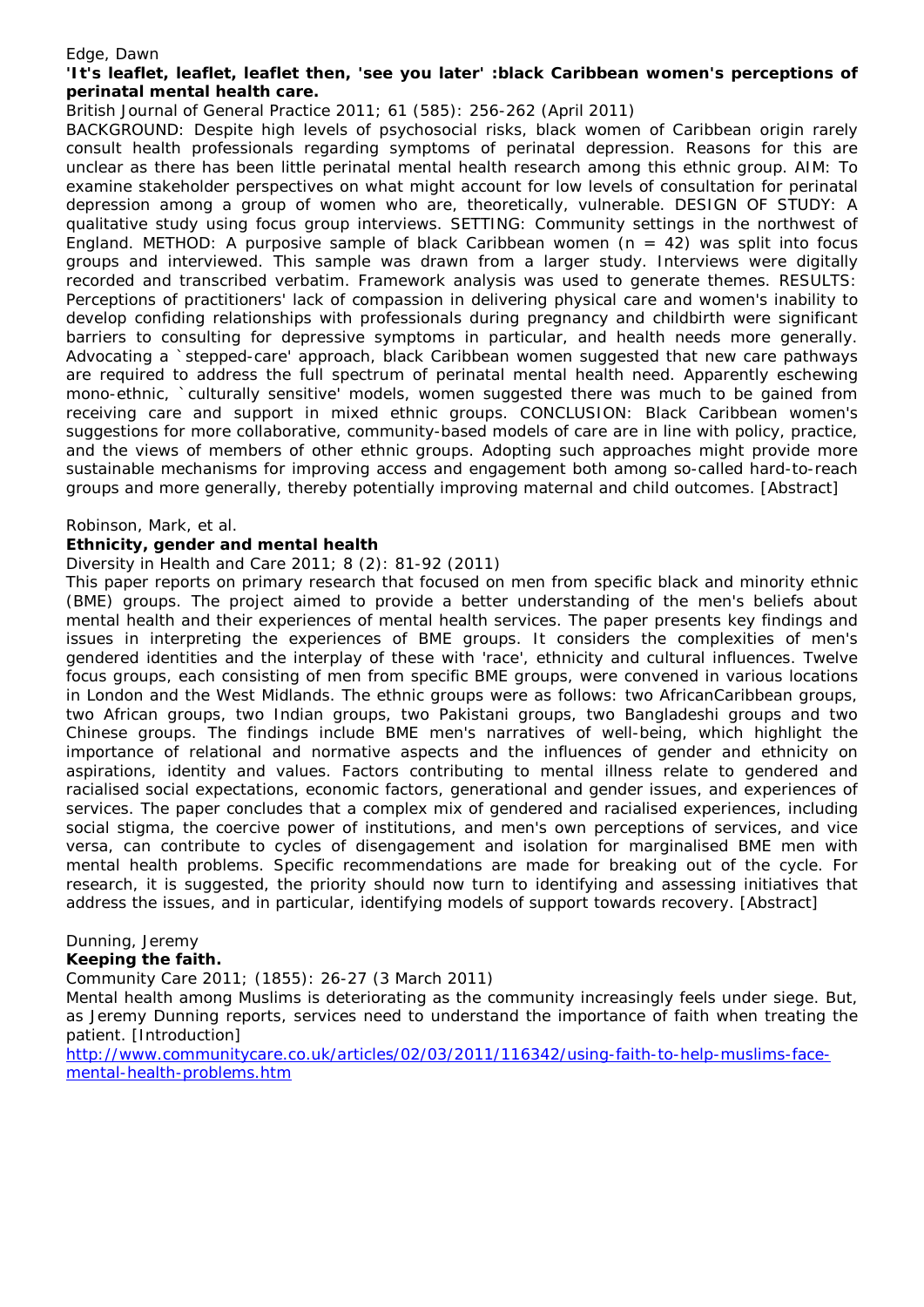Edge, Dawn

**'It's leaflet, leaflet, leaflet then, 'see you later' :black Caribbean women's perceptions of perinatal mental health care.**

British Journal of General Practice 2011; 61 (585): 256-262 (April 2011)

BACKGROUND: Despite high levels of psychosocial risks, black women of Caribbean origin rarely consult health professionals regarding symptoms of perinatal depression. Reasons for this are unclear as there has been little perinatal mental health research among this ethnic group. AIM: To examine stakeholder perspectives on what might account for low levels of consultation for perinatal depression among a group of women who are, theoretically, vulnerable. DESIGN OF STUDY: A qualitative study using focus group interviews. SETTING: Community settings in the northwest of England. METHOD: A purposive sample of black Caribbean women (n = 42) was split into focus groups and interviewed. This sample was drawn from a larger study. Interviews were digitally recorded and transcribed verbatim. Framework analysis was used to generate themes. RESULTS: Perceptions of practitioners' lack of compassion in delivering physical care and women's inability to develop confiding relationships with professionals during pregnancy and childbirth were significant barriers to consulting for depressive symptoms in particular, and health needs more generally. Advocating a `stepped-care' approach, black Caribbean women suggested that new care pathways are required to address the full spectrum of perinatal mental health need. Apparently eschewing mono-ethnic, `culturally sensitive' models, women suggested there was much to be gained from receiving care and support in mixed ethnic groups. CONCLUSION: Black Caribbean women's suggestions for more collaborative, community-based models of care are in line with policy, practice, and the views of members of other ethnic groups. Adopting such approaches might provide more sustainable mechanisms for improving access and engagement both among so-called hard-to-reach groups and more generally, thereby potentially improving maternal and child outcomes. [Abstract]

Robinson, Mark, et al.

**Ethnicity, gender and mental health**

Diversity in Health and Care 2011; 8 (2): 81-92 (2011)

This paper reports on primary research that focused on men from specific black and minority ethnic (BME) groups. The project aimed to provide a better understanding of the men's beliefs about mental health and their experiences of mental health services. The paper presents key findings and issues in interpreting the experiences of BME groups. It considers the complexities of men's gendered identities and the interplay of these with 'race', ethnicity and cultural influences. Twelve focus groups, each consisting of men from specific BME groups, were convened in various locations in London and the West Midlands. The ethnic groups were as follows: two AfricanCaribbean groups, two African groups, two Indian groups, two Pakistani groups, two Bangladeshi groups and two Chinese groups. The findings include BME men's narratives of well-being, which highlight the importance of relational and normative aspects and the influences of gender and ethnicity on aspirations, identity and values. Factors contributing to mental illness relate to gendered and racialised social expectations, economic factors, generational and gender issues, and experiences of services. The paper concludes that a complex mix of gendered and racialised experiences, including social stigma, the coercive power of institutions, and men's own perceptions of services, and vice versa, can contribute to cycles of disengagement and isolation for marginalised BME men with mental health problems. Specific recommendations are made for breaking out of the cycle. For research, it is suggested, the priority should now turn to identifying and assessing initiatives that address the issues, and in particular, identifying models of support towards recovery. [Abstract]

Dunning, Jeremy

**Keeping the faith.**

Community Care 2011; (1855): 26-27 (3 March 2011)

Mental health among Muslims is deteriorating as the community increasingly feels under siege. But, as Jeremy Dunning reports, services need to understand the importance of faith when treating the patient. [Introduction]

http://www.communitycare.co.uk/articles/02/03/2011/116342/using-faith-to-help-muslims-face-mental-health-problems.htm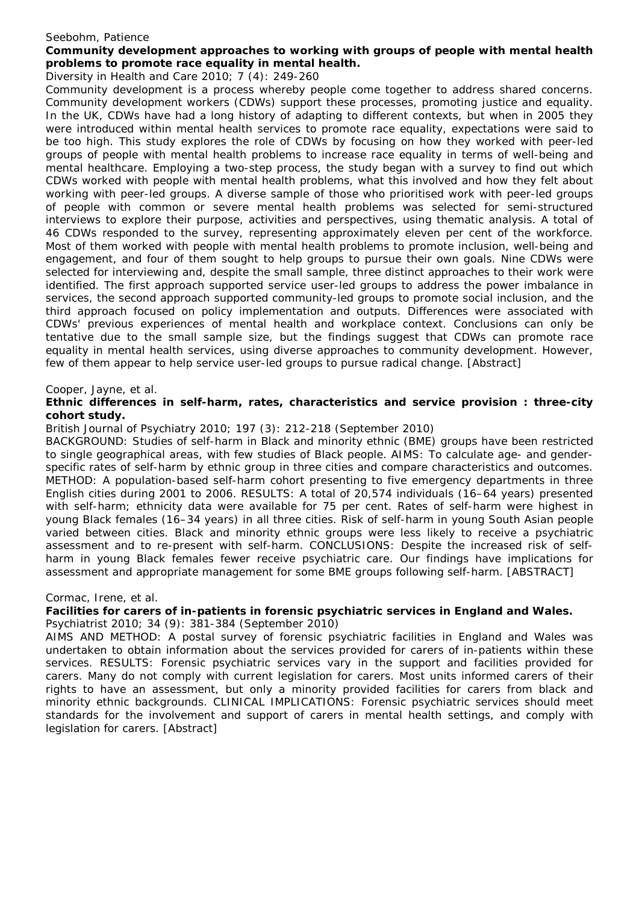Seebohm, Patience

**Community development approaches to working with groups of people with mental health problems to promote race equality in mental health.**

Diversity in Health and Care 2010; 7 (4): 249-260

Community development is a process whereby people come together to address shared concerns. Community development workers (CDWs) support these processes, promoting justice and equality. In the UK, CDWs have had a long history of adapting to different contexts, but when in 2005 they were introduced within mental health services to promote race equality, expectations were said to be too high. This study explores the role of CDWs by focusing on how they worked with peer-led groups of people with mental health problems to increase race equality in terms of well-being and mental healthcare. Employing a two-step process, the study began with a survey to find out which CDWs worked with people with mental health problems, what this involved and how they felt about working with peer-led groups. A diverse sample of those who prioritised work with peer-led groups of people with common or severe mental health problems was selected for semi-structured interviews to explore their purpose, activities and perspectives, using thematic analysis. A total of 46 CDWs responded to the survey, representing approximately eleven per cent of the workforce. Most of them worked with people with mental health problems to promote inclusion, well-being and engagement, and four of them sought to help groups to pursue their own goals. Nine CDWs were selected for interviewing and, despite the small sample, three distinct approaches to their work were identified. The first approach supported service user-led groups to address the power imbalance in services, the second approach supported community-led groups to promote social inclusion, and the third approach focused on policy implementation and outputs. Differences were associated with CDWs' previous experiences of mental health and workplace context. Conclusions can only be tentative due to the small sample size, but the findings suggest that CDWs can promote race equality in mental health services, using diverse approaches to community development. However, few of them appear to help service user-led groups to pursue radical change. [Abstract]

Cooper, Jayne, et al.

**Ethnic differences in self-harm, rates, characteristics and service provision : three-city cohort study.**

British Journal of Psychiatry 2010; 197 (3): 212-218 (September 2010)

BACKGROUND: Studies of self-harm in Black and minority ethnic (BME) groups have been restricted to single geographical areas, with few studies of Black people. AIMS: To calculate age- and gender-specific rates of self-harm by ethnic group in three cities and compare characteristics and outcomes. METHOD: A population-based self-harm cohort presenting to five emergency departments in three English cities during 2001 to 2006. RESULTS: A total of 20,574 individuals (16–64 years) presented with self-harm; ethnicity data were available for 75 per cent. Rates of self-harm were highest in young Black females (16–34 years) in all three cities. Risk of self-harm in young South Asian people varied between cities. Black and minority ethnic groups were less likely to receive a psychiatric assessment and to re-present with self-harm. CONCLUSIONS: Despite the increased risk of self-harm in young Black females fewer receive psychiatric care. Our findings have implications for assessment and appropriate management for some BME groups following self-harm. [ABSTRACT]

Cormac, Irene, et al.

**Facilities for carers of in-patients in forensic psychiatric services in England and Wales.**

Psychiatrist 2010; 34 (9): 381-384 (September 2010)

AIMS AND METHOD: A postal survey of forensic psychiatric facilities in England and Wales was undertaken to obtain information about the services provided for carers of in-patients within these services. RESULTS: Forensic psychiatric services vary in the support and facilities provided for carers. Many do not comply with current legislation for carers. Most units informed carers of their rights to have an assessment, but only a minority provided facilities for carers from black and minority ethnic backgrounds. CLINICAL IMPLICATIONS: Forensic psychiatric services should meet standards for the involvement and support of carers in mental health settings, and comply with legislation for carers. [Abstract]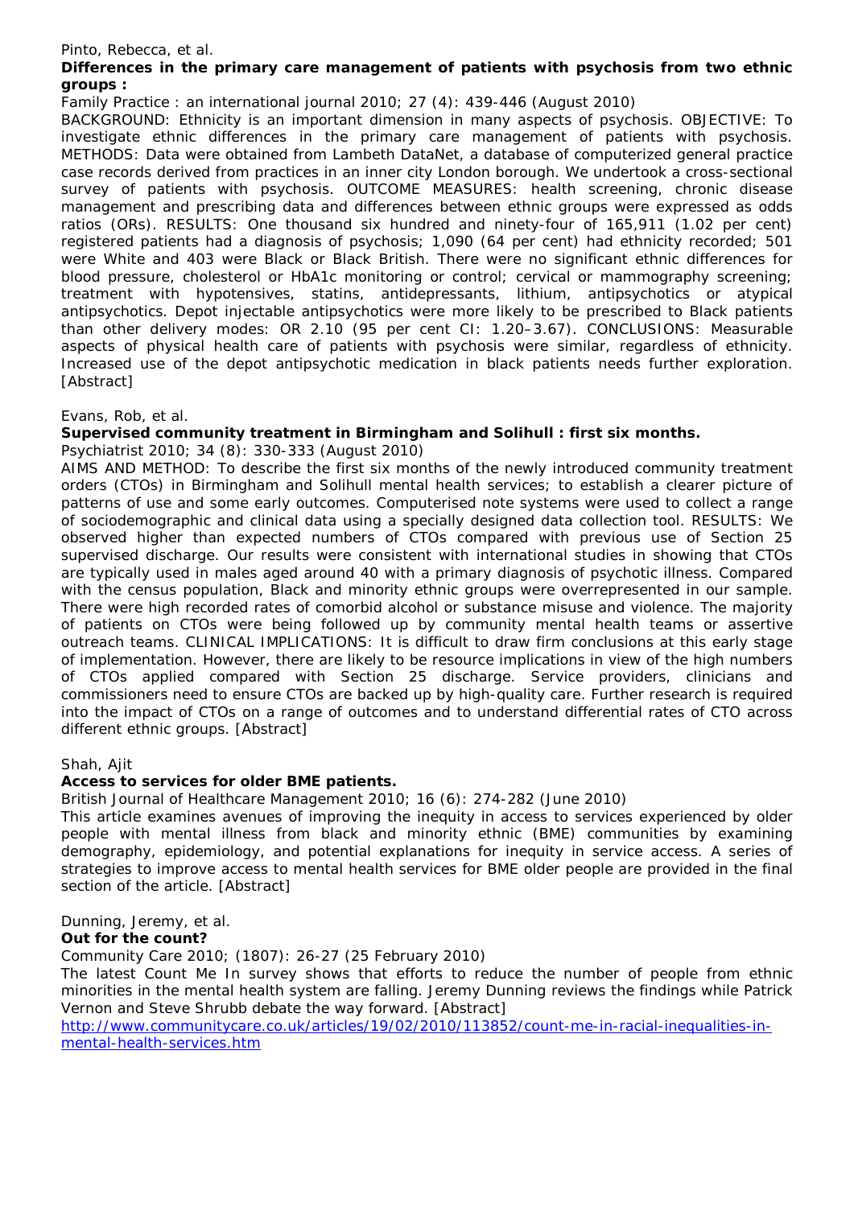Pinto, Rebecca, et al.

**Differences in the primary care management of patients with psychosis from two ethnic groups :**

Family Practice : an international journal 2010; 27 (4): 439-446 (August 2010)

BACKGROUND: Ethnicity is an important dimension in many aspects of psychosis. OBJECTIVE: To investigate ethnic differences in the primary care management of patients with psychosis. METHODS: Data were obtained from Lambeth DataNet, a database of computerized general practice case records derived from practices in an inner city London borough. We undertook a cross-sectional survey of patients with psychosis. OUTCOME MEASURES: health screening, chronic disease management and prescribing data and differences between ethnic groups were expressed as odds ratios (ORs). RESULTS: One thousand six hundred and ninety-four of 165,911 (1.02 per cent) registered patients had a diagnosis of psychosis; 1,090 (64 per cent) had ethnicity recorded; 501 were White and 403 were Black or Black British. There were no significant ethnic differences for blood pressure, cholesterol or HbA1c monitoring or control; cervical or mammography screening; treatment with hypotensives, statins, antidepressants, lithium, antipsychotics or atypical antipsychotics. Depot injectable antipsychotics were more likely to be prescribed to Black patients than other delivery modes: OR 2.10 (95 per cent CI: 1.20–3.67). CONCLUSIONS: Measurable aspects of physical health care of patients with psychosis were similar, regardless of ethnicity. Increased use of the depot antipsychotic medication in black patients needs further exploration. [Abstract]

Evans, Rob, et al.

**Supervised community treatment in Birmingham and Solihull : first six months.**

Psychiatrist 2010; 34 (8): 330-333 (August 2010)

AIMS AND METHOD: To describe the first six months of the newly introduced community treatment orders (CTOs) in Birmingham and Solihull mental health services; to establish a clearer picture of patterns of use and some early outcomes. Computerised note systems were used to collect a range of sociodemographic and clinical data using a specially designed data collection tool. RESULTS: We observed higher than expected numbers of CTOs compared with previous use of Section 25 supervised discharge. Our results were consistent with international studies in showing that CTOs are typically used in males aged around 40 with a primary diagnosis of psychotic illness. Compared with the census population, Black and minority ethnic groups were overrepresented in our sample. There were high recorded rates of comorbid alcohol or substance misuse and violence. The majority of patients on CTOs were being followed up by community mental health teams or assertive outreach teams. CLINICAL IMPLICATIONS: It is difficult to draw firm conclusions at this early stage of implementation. However, there are likely to be resource implications in view of the high numbers of CTOs applied compared with Section 25 discharge. Service providers, clinicians and commissioners need to ensure CTOs are backed up by high-quality care. Further research is required into the impact of CTOs on a range of outcomes and to understand differential rates of CTO across different ethnic groups. [Abstract]

Shah, Ajit

**Access to services for older BME patients.**

British Journal of Healthcare Management 2010; 16 (6): 274-282 (June 2010)

This article examines avenues of improving the inequity in access to services experienced by older people with mental illness from black and minority ethnic (BME) communities by examining demography, epidemiology, and potential explanations for inequity in service access. A series of strategies to improve access to mental health services for BME older people are provided in the final section of the article. [Abstract]

Dunning, Jeremy, et al.

**Out for the count?**

Community Care 2010; (1807): 26-27 (25 February 2010)

The latest Count Me In survey shows that efforts to reduce the number of people from ethnic minorities in the mental health system are falling. Jeremy Dunning reviews the findings while Patrick Vernon and Steve Shrubb debate the way forward. [Abstract]

http://www.communitycare.co.uk/articles/19/02/2010/113852/count-me-in-racial-inequalities-in-mental-health-services.htm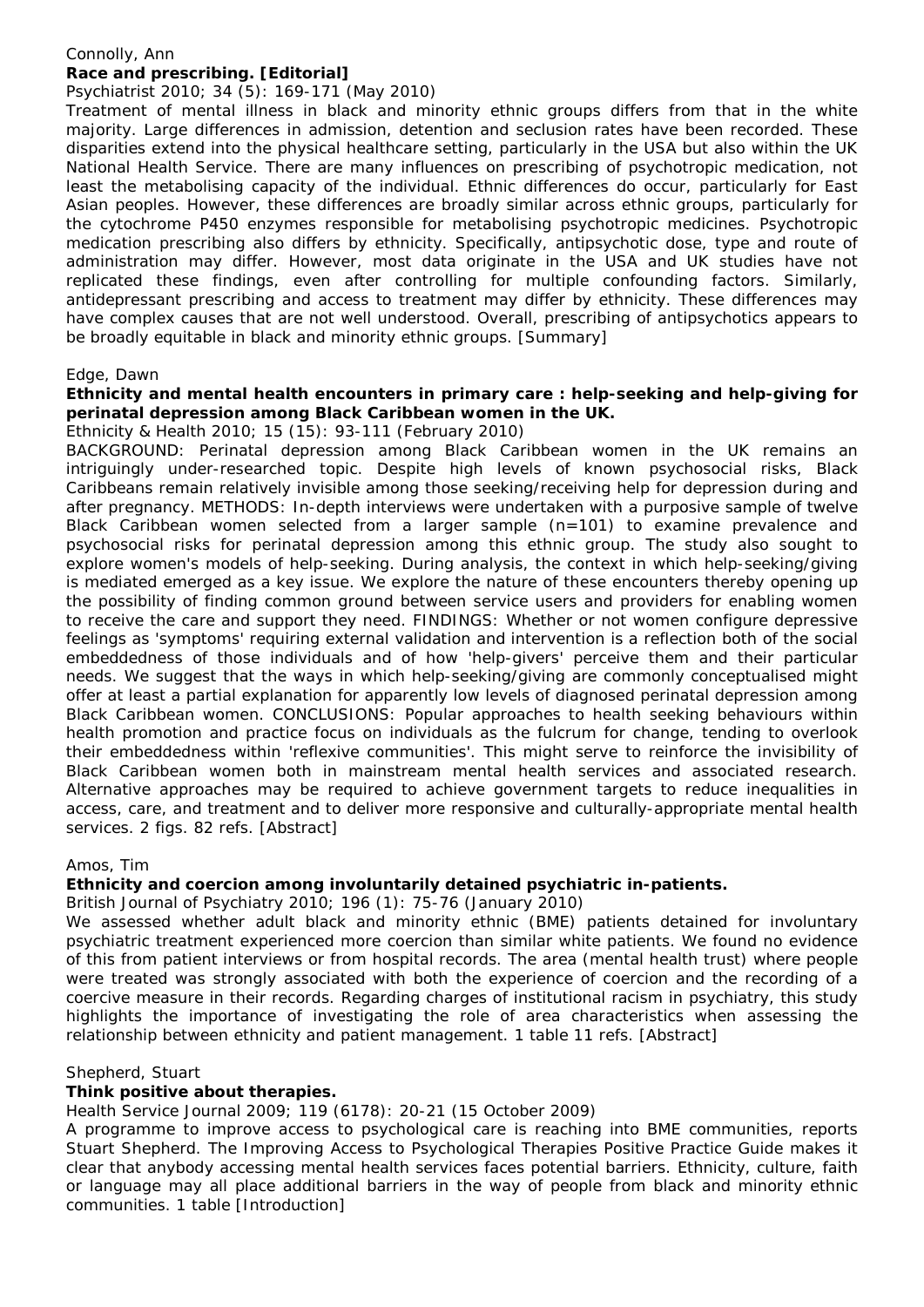Connolly, Ann

**Race and prescribing. [Editorial]**

Psychiatrist 2010; 34 (5): 169-171 (May 2010)

Treatment of mental illness in black and minority ethnic groups differs from that in the white majority. Large differences in admission, detention and seclusion rates have been recorded. These disparities extend into the physical healthcare setting, particularly in the USA but also within the UK National Health Service. There are many influences on prescribing of psychotropic medication, not least the metabolising capacity of the individual. Ethnic differences do occur, particularly for East Asian peoples. However, these differences are broadly similar across ethnic groups, particularly for the cytochrome P450 enzymes responsible for metabolising psychotropic medicines. Psychotropic medication prescribing also differs by ethnicity. Specifically, antipsychotic dose, type and route of administration may differ. However, most data originate in the USA and UK studies have not replicated these findings, even after controlling for multiple confounding factors. Similarly, antidepressant prescribing and access to treatment may differ by ethnicity. These differences may have complex causes that are not well understood. Overall, prescribing of antipsychotics appears to be broadly equitable in black and minority ethnic groups. [Summary]

Edge, Dawn

**Ethnicity and mental health encounters in primary care : help-seeking and help-giving for perinatal depression among Black Caribbean women in the UK.**

Ethnicity & Health 2010; 15 (15): 93-111 (February 2010)

BACKGROUND: Perinatal depression among Black Caribbean women in the UK remains an intriguingly under-researched topic. Despite high levels of known psychosocial risks, Black Caribbeans remain relatively invisible among those seeking/receiving help for depression during and after pregnancy. METHODS: In-depth interviews were undertaken with a purposive sample of twelve Black Caribbean women selected from a larger sample (n=101) to examine prevalence and psychosocial risks for perinatal depression among this ethnic group. The study also sought to explore women's models of help-seeking. During analysis, the context in which help-seeking/giving is mediated emerged as a key issue. We explore the nature of these encounters thereby opening up the possibility of finding common ground between service users and providers for enabling women to receive the care and support they need. FINDINGS: Whether or not women configure depressive feelings as 'symptoms' requiring external validation and intervention is a reflection both of the social embeddedness of those individuals and of how 'help-givers' perceive them and their particular needs. We suggest that the ways in which help-seeking/giving are commonly conceptualised might offer at least a partial explanation for apparently low levels of diagnosed perinatal depression among Black Caribbean women. CONCLUSIONS: Popular approaches to health seeking behaviours within health promotion and practice focus on individuals as the fulcrum for change, tending to overlook their embeddedness within 'reflexive communities'. This might serve to reinforce the invisibility of Black Caribbean women both in mainstream mental health services and associated research. Alternative approaches may be required to achieve government targets to reduce inequalities in access, care, and treatment and to deliver more responsive and culturally-appropriate mental health services. 2 figs. 82 refs. [Abstract]

Amos, Tim

**Ethnicity and coercion among involuntarily detained psychiatric in-patients.**

British Journal of Psychiatry 2010; 196 (1): 75-76 (January 2010)

We assessed whether adult black and minority ethnic (BME) patients detained for involuntary psychiatric treatment experienced more coercion than similar white patients. We found no evidence of this from patient interviews or from hospital records. The area (mental health trust) where people were treated was strongly associated with both the experience of coercion and the recording of a coercive measure in their records. Regarding charges of institutional racism in psychiatry, this study highlights the importance of investigating the role of area characteristics when assessing the relationship between ethnicity and patient management. 1 table 11 refs. [Abstract]

Shepherd, Stuart

**Think positive about therapies.**

Health Service Journal 2009; 119 (6178): 20-21 (15 October 2009)

A programme to improve access to psychological care is reaching into BME communities, reports Stuart Shepherd. The Improving Access to Psychological Therapies Positive Practice Guide makes it clear that anybody accessing mental health services faces potential barriers. Ethnicity, culture, faith or language may all place additional barriers in the way of people from black and minority ethnic communities. 1 table [Introduction]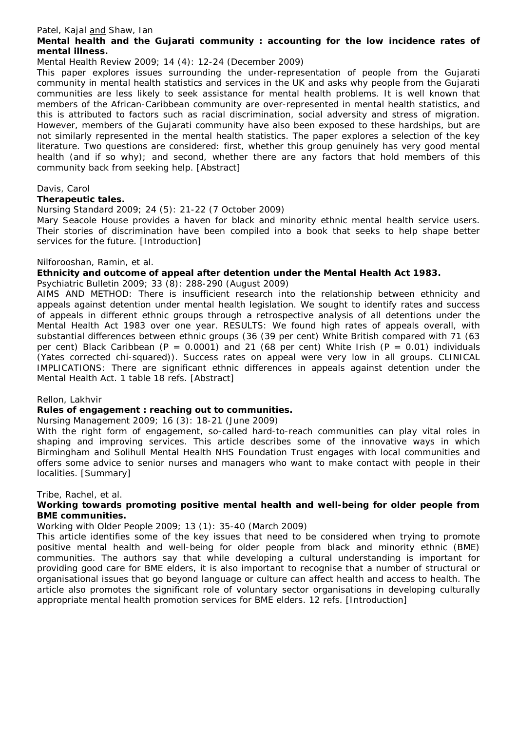Patel, Kajal and Shaw, Ian

**Mental health and the Gujarati community : accounting for the low incidence rates of mental illness.**

*Mental Health Review 2009; 14 (4): 12-24 (December 2009)*

This paper explores issues surrounding the under-representation of people from the Gujarati community in mental health statistics and services in the UK and asks why people from the Gujarati communities are less likely to seek assistance for mental health problems. It is well known that members of the African-Caribbean community are over-represented in mental health statistics, and this is attributed to factors such as racial discrimination, social adversity and stress of migration. However, members of the Gujarati community have also been exposed to these hardships, but are not similarly represented in the mental health statistics. The paper explores a selection of the key literature. Two questions are considered: first, whether this group genuinely has very good mental health (and if so why); and second, whether there are any factors that hold members of this community back from seeking help. [Abstract]

Davis, Carol

**Therapeutic tales.**

*Nursing Standard 2009; 24 (5): 21-22 (7 October 2009)*

Mary Seacole House provides a haven for black and minority ethnic mental health service users. Their stories of discrimination have been compiled into a book that seeks to help shape better services for the future. [Introduction]

Nilforooshan, Ramin, et al.

**Ethnicity and outcome of appeal after detention under the Mental Health Act 1983.**

*Psychiatric Bulletin 2009; 33 (8): 288-290 (August 2009)*

AIMS AND METHOD: There is insufficient research into the relationship between ethnicity and appeals against detention under mental health legislation. We sought to identify rates and success of appeals in different ethnic groups through a retrospective analysis of all detentions under the Mental Health Act 1983 over one year. RESULTS: We found high rates of appeals overall, with substantial differences between ethnic groups (36 (39 per cent) White British compared with 71 (63 per cent) Black Caribbean ($P = 0.0001$) and 21 (68 per cent) White Irish ($P = 0.01$) individuals (Yates corrected chi-squared)). Success rates on appeal were very low in all groups. CLINICAL IMPLICATIONS: There are significant ethnic differences in appeals against detention under the Mental Health Act. 1 table 18 refs. [Abstract]

Rellon, Lakhvir

**Rules of engagement : reaching out to communities.**

*Nursing Management 2009; 16 (3): 18-21 (June 2009)*

With the right form of engagement, so-called hard-to-reach communities can play vital roles in shaping and improving services. This article describes some of the innovative ways in which Birmingham and Solihull Mental Health NHS Foundation Trust engages with local communities and offers some advice to senior nurses and managers who want to make contact with people in their localities. [Summary]

Tribe, Rachel, et al.

**Working towards promoting positive mental health and well-being for older people from BME communities.**

*Working with Older People 2009; 13 (1): 35-40 (March 2009)*

This article identifies some of the key issues that need to be considered when trying to promote positive mental health and well-being for older people from black and minority ethnic (BME) communities. The authors say that while developing a cultural understanding is important for providing good care for BME elders, it is also important to recognise that a number of structural or organisational issues that go beyond language or culture can affect health and access to health. The article also promotes the significant role of voluntary sector organisations in developing culturally appropriate mental health promotion services for BME elders. 12 refs. [Introduction]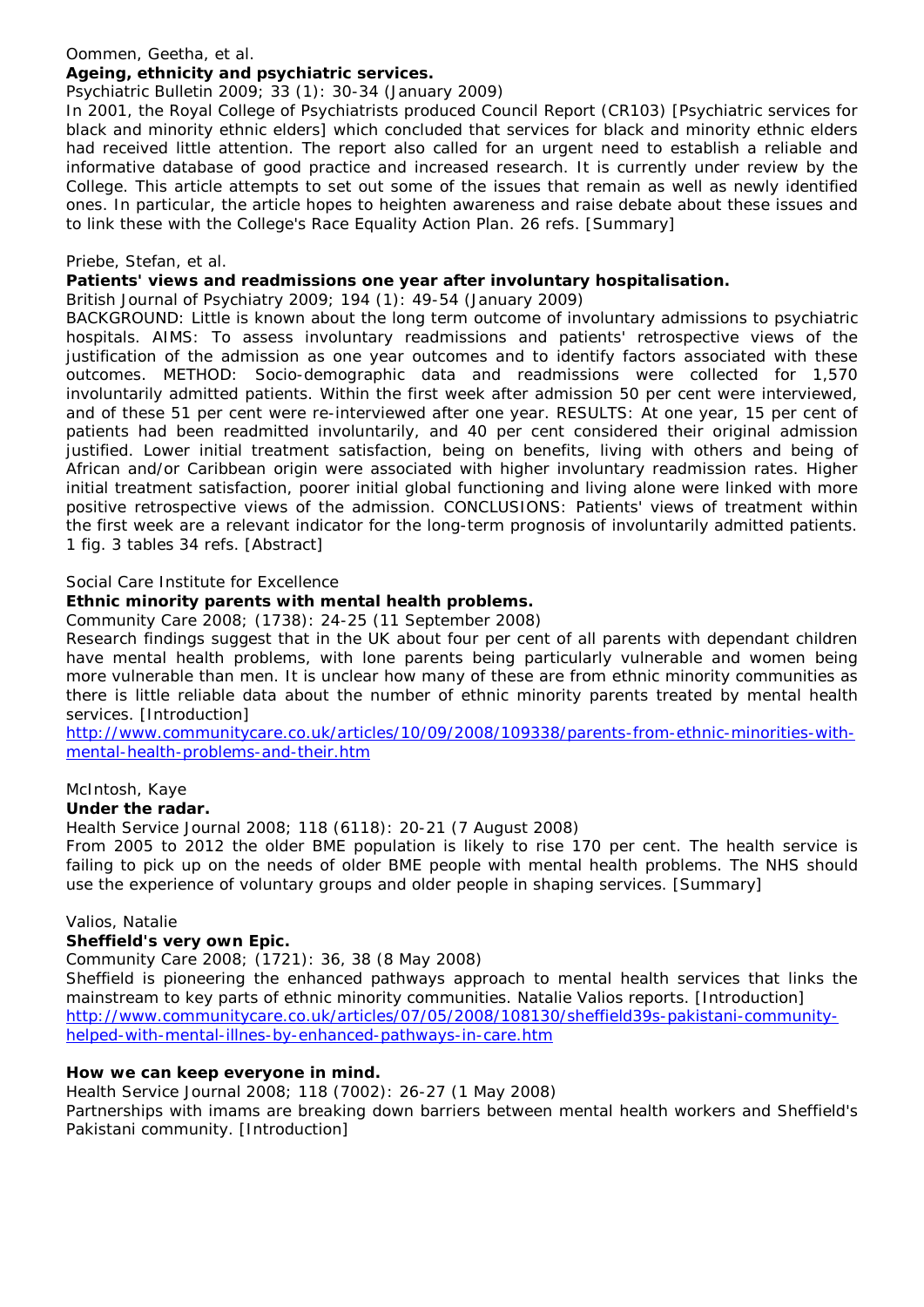Oommen, Geetha, et al.

**Ageing, ethnicity and psychiatric services.**

Psychiatric Bulletin 2009; 33 (1): 30-34 (January 2009)

In 2001, the Royal College of Psychiatrists produced Council Report (CR103) [Psychiatric services for black and minority ethnic elders] which concluded that services for black and minority ethnic elders had received little attention. The report also called for an urgent need to establish a reliable and informative database of good practice and increased research. It is currently under review by the College. This article attempts to set out some of the issues that remain as well as newly identified ones. In particular, the article hopes to heighten awareness and raise debate about these issues and to link these with the College's Race Equality Action Plan. 26 refs. [Summary]

Priebe, Stefan, et al.

**Patients' views and readmissions one year after involuntary hospitalisation.**

British Journal of Psychiatry 2009; 194 (1): 49-54 (January 2009)

BACKGROUND: Little is known about the long term outcome of involuntary admissions to psychiatric hospitals. AIMS: To assess involuntary readmissions and patients' retrospective views of the justification of the admission as one year outcomes and to identify factors associated with these outcomes. METHOD: Socio-demographic data and readmissions were collected for 1,570 involuntarily admitted patients. Within the first week after admission 50 per cent were interviewed, and of these 51 per cent were re-interviewed after one year. RESULTS: At one year, 15 per cent of patients had been readmitted involuntarily, and 40 per cent considered their original admission justified. Lower initial treatment satisfaction, being on benefits, living with others and being of African and/or Caribbean origin were associated with higher involuntary readmission rates. Higher initial treatment satisfaction, poorer initial global functioning and living alone were linked with more positive retrospective views of the admission. CONCLUSIONS: Patients' views of treatment within the first week are a relevant indicator for the long-term prognosis of involuntarily admitted patients. 1 fig. 3 tables 34 refs. [Abstract]

Social Care Institute for Excellence

**Ethnic minority parents with mental health problems.**

Community Care 2008; (1738): 24-25 (11 September 2008)

Research findings suggest that in the UK about four per cent of all parents with dependant children have mental health problems, with lone parents being particularly vulnerable and women being more vulnerable than men. It is unclear how many of these are from ethnic minority communities as there is little reliable data about the number of ethnic minority parents treated by mental health services. [Introduction]

http://www.communitycare.co.uk/articles/10/09/2008/109338/parents-from-ethnic-minorities-with-mental-health-problems-and-their.htm

McIntosh, Kaye

**Under the radar.**

Health Service Journal 2008; 118 (6118): 20-21 (7 August 2008)

From 2005 to 2012 the older BME population is likely to rise 170 per cent. The health service is failing to pick up on the needs of older BME people with mental health problems. The NHS should use the experience of voluntary groups and older people in shaping services. [Summary]

Valios, Natalie

**Sheffield's very own Epic.**

Community Care 2008; (1721): 36, 38 (8 May 2008)

Sheffield is pioneering the enhanced pathways approach to mental health services that links the mainstream to key parts of ethnic minority communities. Natalie Valios reports. [Introduction]

http://www.communitycare.co.uk/articles/07/05/2008/108130/sheffield39s-pakistani-community-helped-with-mental-illnes-by-enhanced-pathways-in-care.htm

**How we can keep everyone in mind.**

Health Service Journal 2008; 118 (7002): 26-27 (1 May 2008)

Partnerships with imams are breaking down barriers between mental health workers and Sheffield's Pakistani community. [Introduction]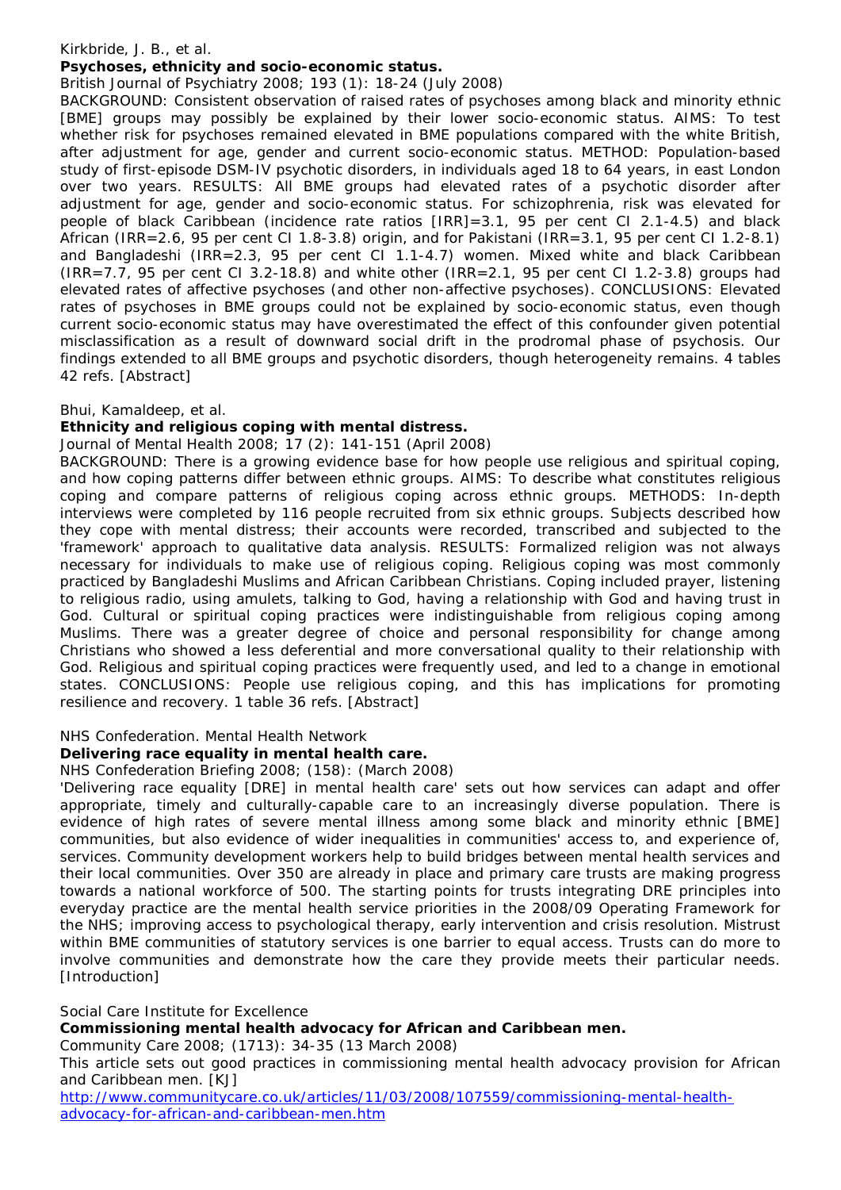Kirkbride, J. B., et al.

**Psychoses, ethnicity and socio-economic status.**

British Journal of Psychiatry 2008; 193 (1): 18-24 (July 2008)

BACKGROUND: Consistent observation of raised rates of psychoses among black and minority ethnic [BME] groups may possibly be explained by their lower socio-economic status. AIMS: To test whether risk for psychoses remained elevated in BME populations compared with the white British, after adjustment for age, gender and current socio-economic status. METHOD: Population-based study of first-episode DSM-IV psychotic disorders, in individuals aged 18 to 64 years, in east London over two years. RESULTS: All BME groups had elevated rates of a psychotic disorder after adjustment for age, gender and socio-economic status. For schizophrenia, risk was elevated for people of black Caribbean (incidence rate ratios [IRR]=3.1, 95 per cent CI 2.1-4.5) and black African (IRR=2.6, 95 per cent CI 1.8-3.8) origin, and for Pakistani (IRR=3.1, 95 per cent CI 1.2-8.1) and Bangladeshi (IRR=2.3, 95 per cent CI 1.1-4.7) women. Mixed white and black Caribbean (IRR=7.7, 95 per cent CI 3.2-18.8) and white other (IRR=2.1, 95 per cent CI 1.2-3.8) groups had elevated rates of affective psychoses (and other non-affective psychoses). CONCLUSIONS: Elevated rates of psychoses in BME groups could not be explained by socio-economic status, even though current socio-economic status may have overestimated the effect of this confounder given potential misclassification as a result of downward social drift in the prodromal phase of psychosis. Our findings extended to all BME groups and psychotic disorders, though heterogeneity remains. 4 tables 42 refs. [Abstract]

Bhui, Kamaldeep, et al.

**Ethnicity and religious coping with mental distress.**

Journal of Mental Health 2008; 17 (2): 141-151 (April 2008)

BACKGROUND: There is a growing evidence base for how people use religious and spiritual coping, and how coping patterns differ between ethnic groups. AIMS: To describe what constitutes religious coping and compare patterns of religious coping across ethnic groups. METHODS: In-depth interviews were completed by 116 people recruited from six ethnic groups. Subjects described how they cope with mental distress; their accounts were recorded, transcribed and subjected to the 'framework' approach to qualitative data analysis. RESULTS: Formalized religion was not always necessary for individuals to make use of religious coping. Religious coping was most commonly practiced by Bangladeshi Muslims and African Caribbean Christians. Coping included prayer, listening to religious radio, using amulets, talking to God, having a relationship with God and having trust in God. Cultural or spiritual coping practices were indistinguishable from religious coping among Muslims. There was a greater degree of choice and personal responsibility for change among Christians who showed a less deferential and more conversational quality to their relationship with God. Religious and spiritual coping practices were frequently used, and led to a change in emotional states. CONCLUSIONS: People use religious coping, and this has implications for promoting resilience and recovery. 1 table 36 refs. [Abstract]

NHS Confederation. Mental Health Network

**Delivering race equality in mental health care.**

NHS Confederation Briefing 2008; (158): (March 2008)

'Delivering race equality [DRE] in mental health care' sets out how services can adapt and offer appropriate, timely and culturally-capable care to an increasingly diverse population. There is evidence of high rates of severe mental illness among some black and minority ethnic [BME] communities, but also evidence of wider inequalities in communities' access to, and experience of, services. Community development workers help to build bridges between mental health services and their local communities. Over 350 are already in place and primary care trusts are making progress towards a national workforce of 500. The starting points for trusts integrating DRE principles into everyday practice are the mental health service priorities in the 2008/09 Operating Framework for the NHS; improving access to psychological therapy, early intervention and crisis resolution. Mistrust within BME communities of statutory services is one barrier to equal access. Trusts can do more to involve communities and demonstrate how the care they provide meets their particular needs. [Introduction]

Social Care Institute for Excellence

**Commissioning mental health advocacy for African and Caribbean men.**

Community Care 2008; (1713): 34-35 (13 March 2008)

This article sets out good practices in commissioning mental health advocacy provision for African and Caribbean men. [KJ]

http://www.communitycare.co.uk/articles/11/03/2008/107559/commissioning-mental-health-advocacy-for-african-and-caribbean-men.htm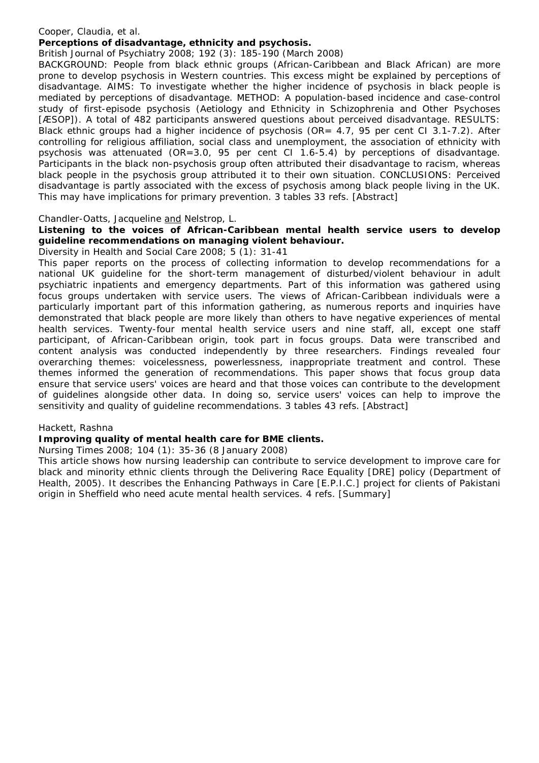Cooper, Claudia, et al.

**Perceptions of disadvantage, ethnicity and psychosis.**

British Journal of Psychiatry 2008; 192 (3): 185-190 (March 2008)

BACKGROUND: People from black ethnic groups (African-Caribbean and Black African) are more prone to develop psychosis in Western countries. This excess might be explained by perceptions of disadvantage. AIMS: To investigate whether the higher incidence of psychosis in black people is mediated by perceptions of disadvantage. METHOD: A population-based incidence and case-control study of first-episode psychosis (Aetiology and Ethnicity in Schizophrenia and Other Psychoses [ÆSOP]). A total of 482 participants answered questions about perceived disadvantage. RESULTS: Black ethnic groups had a higher incidence of psychosis (OR= 4.7, 95 per cent CI 3.1-7.2). After controlling for religious affiliation, social class and unemployment, the association of ethnicity with psychosis was attenuated (OR=3.0, 95 per cent CI 1.6-5.4) by perceptions of disadvantage. Participants in the black non-psychosis group often attributed their disadvantage to racism, whereas black people in the psychosis group attributed it to their own situation. CONCLUSIONS: Perceived disadvantage is partly associated with the excess of psychosis among black people living in the UK. This may have implications for primary prevention. 3 tables 33 refs. [Abstract]

Chandler-Oatts, Jacqueline and Nelstrop, L.

**Listening to the voices of African-Caribbean mental health service users to develop guideline recommendations on managing violent behaviour.**

Diversity in Health and Social Care 2008; 5 (1): 31-41

This paper reports on the process of collecting information to develop recommendations for a national UK guideline for the short-term management of disturbed/violent behaviour in adult psychiatric inpatients and emergency departments. Part of this information was gathered using focus groups undertaken with service users. The views of African-Caribbean individuals were a particularly important part of this information gathering, as numerous reports and inquiries have demonstrated that black people are more likely than others to have negative experiences of mental health services. Twenty-four mental health service users and nine staff, all, except one staff participant, of African-Caribbean origin, took part in focus groups. Data were transcribed and content analysis was conducted independently by three researchers. Findings revealed four overarching themes: voicelessness, powerlessness, inappropriate treatment and control. These themes informed the generation of recommendations. This paper shows that focus group data ensure that service users' voices are heard and that those voices can contribute to the development of guidelines alongside other data. In doing so, service users' voices can help to improve the sensitivity and quality of guideline recommendations. 3 tables 43 refs. [Abstract]

Hackett, Rashna

**Improving quality of mental health care for BME clients.**

Nursing Times 2008; 104 (1): 35-36 (8 January 2008)

This article shows how nursing leadership can contribute to service development to improve care for black and minority ethnic clients through the Delivering Race Equality [DRE] policy (Department of Health, 2005). It describes the Enhancing Pathways in Care [E.P.I.C.] project for clients of Pakistani origin in Sheffield who need acute mental health services. 4 refs. [Summary]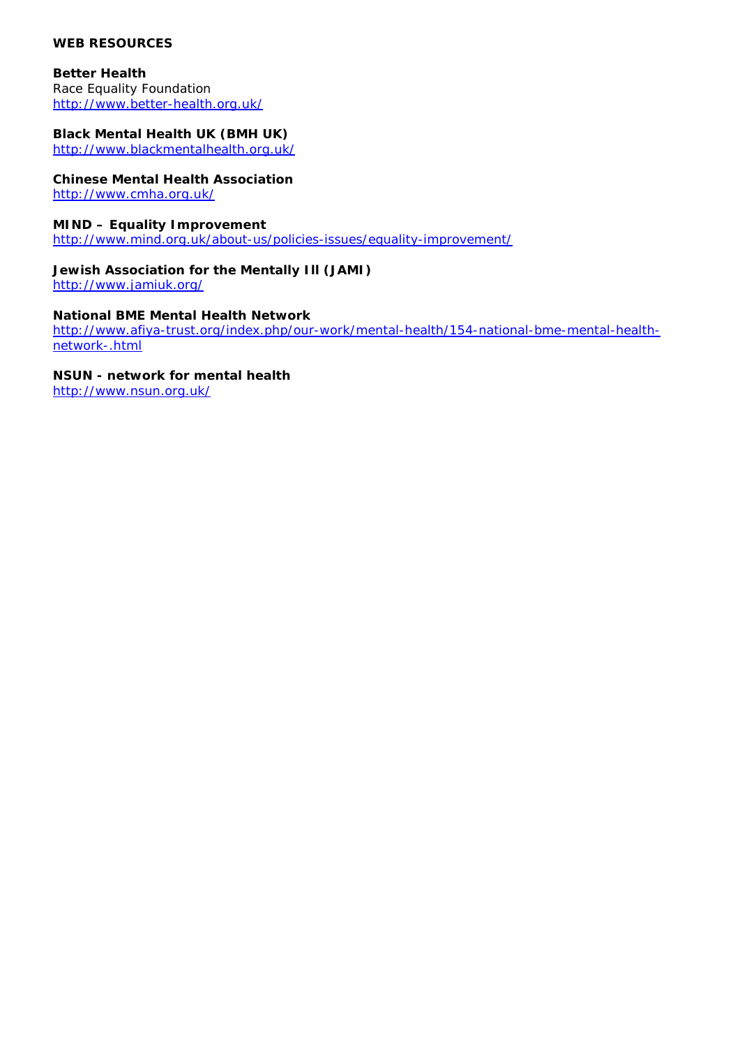## WEB RESOURCES

**Better Health**
Race Equality Foundation
http://www.better-health.org.uk/

**Black Mental Health UK (BMH UK)**
http://www.blackmentalhealth.org.uk/

**Chinese Mental Health Association**
http://www.cmha.org.uk/

**MIND – Equality Improvement**
http://www.mind.org.uk/about-us/policies-issues/equality-improvement/

**Jewish Association for the Mentally Ill (JAMI)**
http://www.jamiuk.org/

**National BME Mental Health Network**
http://www.afiya-trust.org/index.php/our-work/mental-health/154-national-bme-mental-health-network-.html

**NSUN - network for mental health**
http://www.nsun.org.uk/